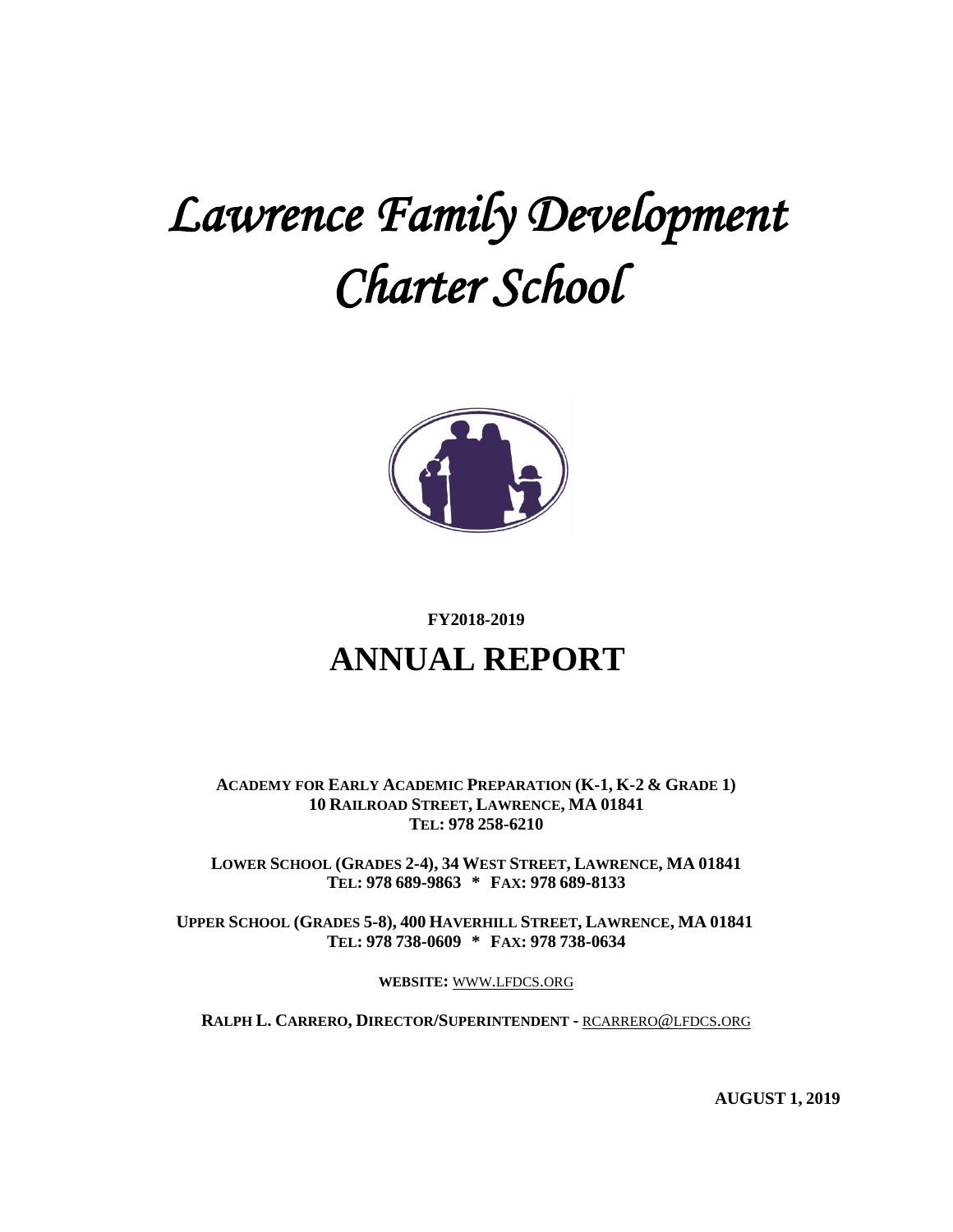# *Lawrence Family Development Charter School*

**FY2018-2019**

# ANNUAL REPORT

**ACADEMY FOR EARLY ACADEMIC PREPARATION (K-1, K-2 & GRADE 1)**
**10 RAILROAD STREET, LAWRENCE, MA 01841**
**TEL: 978 258-6210**

**LOWER SCHOOL (GRADES 2-4), 34 WEST STREET, LAWRENCE, MA 01841**
**TEL: 978 689-9863 * FAX: 978 689-8133**

**UPPER SCHOOL (GRADES 5-8), 400 HAVERHILL STREET, LAWRENCE, MA 01841**
**TEL: 978 738-0609 * FAX: 978 738-0634**

**WEBSITE:** WWW.LFDCS.ORG

**RALPH L. CARRERO, DIRECTOR/SUPERINTENDENT -** RCARRERO@LFDCS.ORG

**AUGUST 1, 2019**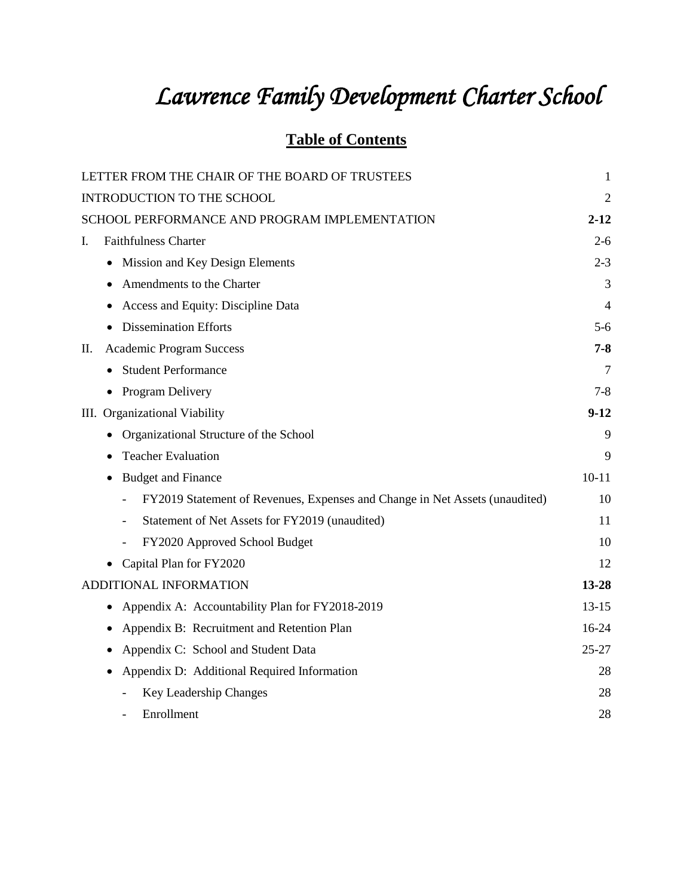# *Lawrence Family Development Charter School*

## Table of Contents

| | |
|---|---|
| LETTER FROM THE CHAIR OF THE BOARD OF TRUSTEES | 1 |
| INTRODUCTION TO THE SCHOOL | 2 |
| SCHOOL PERFORMANCE AND PROGRAM IMPLEMENTATION | **2-12** |
| I. Faithfulness Charter | 2-6 |
| • Mission and Key Design Elements | 2-3 |
| • Amendments to the Charter | 3 |
| • Access and Equity: Discipline Data | 4 |
| • Dissemination Efforts | 5-6 |
| II. Academic Program Success | **7-8** |
| • Student Performance | 7 |
| • Program Delivery | 7-8 |
| III. Organizational Viability | **9-12** |
| • Organizational Structure of the School | 9 |
| • Teacher Evaluation | 9 |
| • Budget and Finance | 10-11 |
| - FY2019 Statement of Revenues, Expenses and Change in Net Assets (unaudited) | 10 |
| - Statement of Net Assets for FY2019 (unaudited) | 11 |
| - FY2020 Approved School Budget | 10 |
| • Capital Plan for FY2020 | 12 |
| ADDITIONAL INFORMATION | **13-28** |
| • Appendix A: Accountability Plan for FY2018-2019 | 13-15 |
| • Appendix B: Recruitment and Retention Plan | 16-24 |
| • Appendix C: School and Student Data | 25-27 |
| • Appendix D: Additional Required Information | 28 |
| - Key Leadership Changes | 28 |
| - Enrollment | 28 |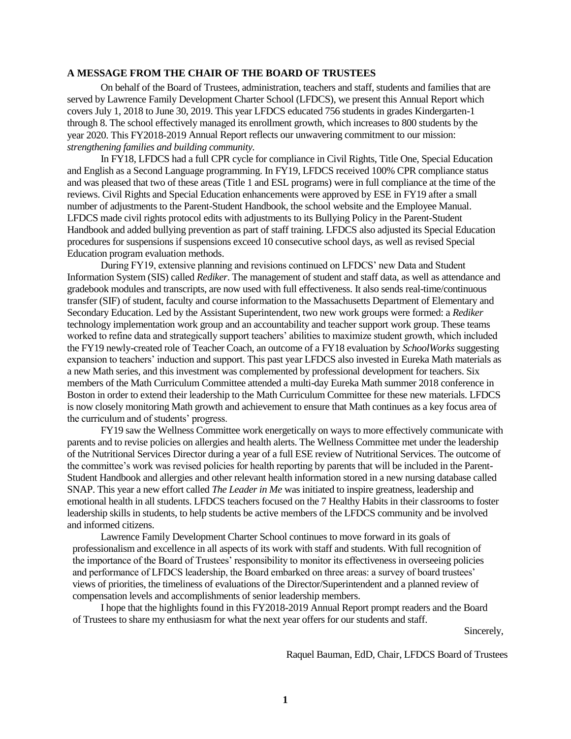## A MESSAGE FROM THE CHAIR OF THE BOARD OF TRUSTEES

On behalf of the Board of Trustees, administration, teachers and staff, students and families that are served by Lawrence Family Development Charter School (LFDCS), we present this Annual Report which covers July 1, 2018 to June 30, 2019. This year LFDCS educated 756 students in grades Kindergarten-1 through 8. The school effectively managed its enrollment growth, which increases to 800 students by the year 2020. This FY2018-2019 Annual Report reflects our unwavering commitment to our mission: *strengthening families and building community*.

In FY18, LFDCS had a full CPR cycle for compliance in Civil Rights, Title One, Special Education and English as a Second Language programming. In FY19, LFDCS received 100% CPR compliance status and was pleased that two of these areas (Title 1 and ESL programs) were in full compliance at the time of the reviews. Civil Rights and Special Education enhancements were approved by ESE in FY19 after a small number of adjustments to the Parent-Student Handbook, the school website and the Employee Manual. LFDCS made civil rights protocol edits with adjustments to its Bullying Policy in the Parent-Student Handbook and added bullying prevention as part of staff training. LFDCS also adjusted its Special Education procedures for suspensions if suspensions exceed 10 consecutive school days, as well as revised Special Education program evaluation methods.

During FY19, extensive planning and revisions continued on LFDCS' new Data and Student Information System (SIS) called *Rediker*. The management of student and staff data, as well as attendance and gradebook modules and transcripts, are now used with full effectiveness. It also sends real-time/continuous transfer (SIF) of student, faculty and course information to the Massachusetts Department of Elementary and Secondary Education. Led by the Assistant Superintendent, two new work groups were formed: a *Rediker* technology implementation work group and an accountability and teacher support work group. These teams worked to refine data and strategically support teachers' abilities to maximize student growth, which included the FY19 newly-created role of Teacher Coach, an outcome of a FY18 evaluation by *SchoolWorks* suggesting expansion to teachers' induction and support. This past year LFDCS also invested in Eureka Math materials as a new Math series, and this investment was complemented by professional development for teachers. Six members of the Math Curriculum Committee attended a multi-day Eureka Math summer 2018 conference in Boston in order to extend their leadership to the Math Curriculum Committee for these new materials. LFDCS is now closely monitoring Math growth and achievement to ensure that Math continues as a key focus area of the curriculum and of students' progress.

FY19 saw the Wellness Committee work energetically on ways to more effectively communicate with parents and to revise policies on allergies and health alerts. The Wellness Committee met under the leadership of the Nutritional Services Director during a year of a full ESE review of Nutritional Services. The outcome of the committee's work was revised policies for health reporting by parents that will be included in the Parent-Student Handbook and allergies and other relevant health information stored in a new nursing database called SNAP. This year a new effort called *The Leader in Me* was initiated to inspire greatness, leadership and emotional health in all students. LFDCS teachers focused on the 7 Healthy Habits in their classrooms to foster leadership skills in students, to help students be active members of the LFDCS community and be involved and informed citizens.

Lawrence Family Development Charter School continues to move forward in its goals of professionalism and excellence in all aspects of its work with staff and students. With full recognition of the importance of the Board of Trustees' responsibility to monitor its effectiveness in overseeing policies and performance of LFDCS leadership, the Board embarked on three areas: a survey of board trustees' views of priorities, the timeliness of evaluations of the Director/Superintendent and a planned review of compensation levels and accomplishments of senior leadership members.

I hope that the highlights found in this FY2018-2019 Annual Report prompt readers and the Board of Trustees to share my enthusiasm for what the next year offers for our students and staff.

Sincerely,

Raquel Bauman, EdD, Chair, LFDCS Board of Trustees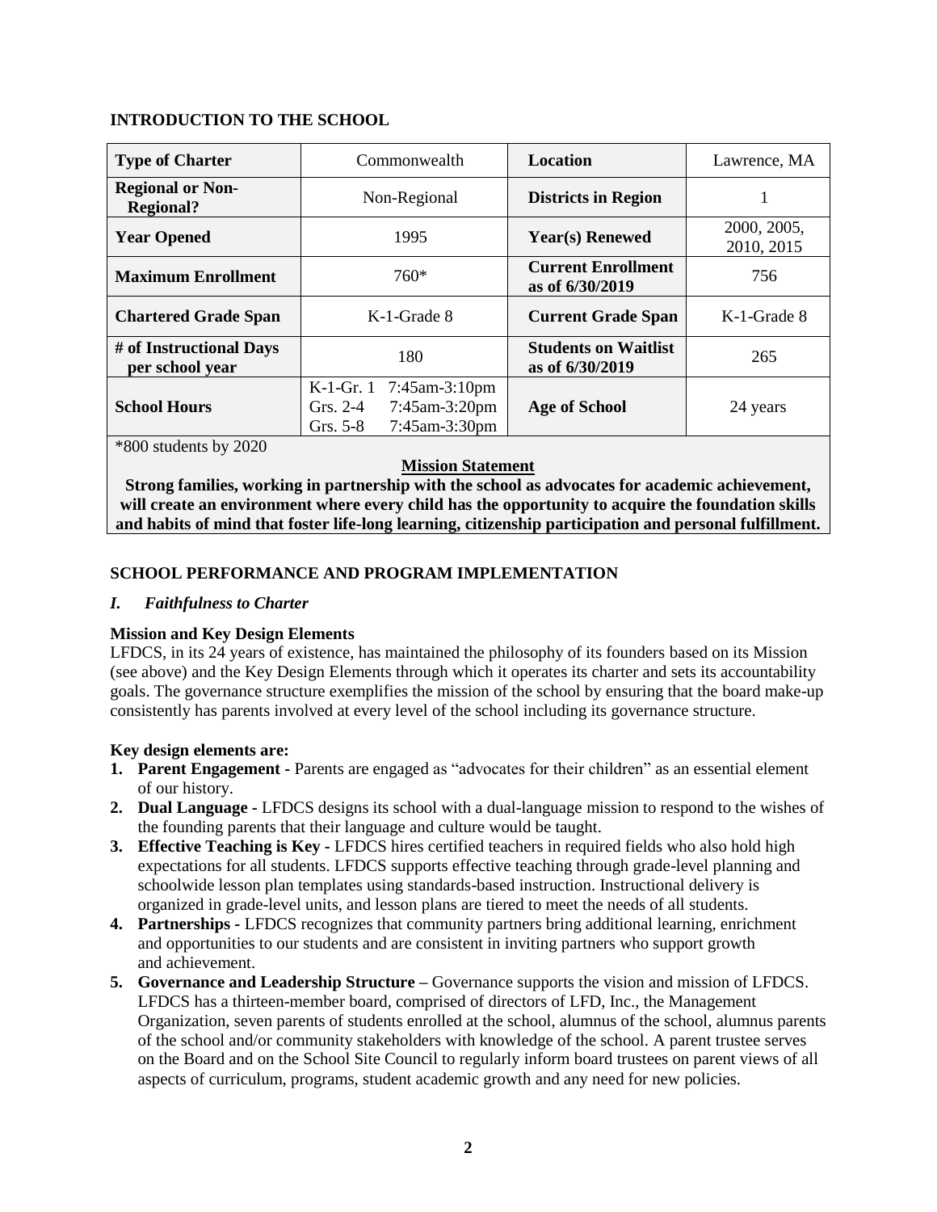## INTRODUCTION TO THE SCHOOL

| **Type of Charter** | Commonwealth | **Location** | Lawrence, MA |
|---|---|---|---|
| **Regional or Non-Regional?** | Non-Regional | **Districts in Region** | 1 |
| **Year Opened** | 1995 | **Year(s) Renewed** | 2000, 2005, 2010, 2015 |
| **Maximum Enrollment** | 760* | **Current Enrollment as of 6/30/2019** | 756 |
| **Chartered Grade Span** | K-1-Grade 8 | **Current Grade Span** | K-1-Grade 8 |
| **# of Instructional Days per school year** | 180 | **Students on Waitlist as of 6/30/2019** | 265 |
| **School Hours** | K-1-Gr. 1 7:45am-3:10pm<br>Grs. 2-4 7:45am-3:20pm<br>Grs. 5-8 7:45am-3:30pm | **Age of School** | 24 years |

*800 students by 2020

**Mission Statement**

**Strong families, working in partnership with the school as advocates for academic achievement, will create an environment where every child has the opportunity to acquire the foundation skills and habits of mind that foster life-long learning, citizenship participation and personal fulfillment.**

## SCHOOL PERFORMANCE AND PROGRAM IMPLEMENTATION

### *I. Faithfulness to Charter*

**Mission and Key Design Elements**

LFDCS, in its 24 years of existence, has maintained the philosophy of its founders based on its Mission (see above) and the Key Design Elements through which it operates its charter and sets its accountability goals. The governance structure exemplifies the mission of the school by ensuring that the board make-up consistently has parents involved at every level of the school including its governance structure.

**Key design elements are:**

1. **Parent Engagement -** Parents are engaged as "advocates for their children" as an essential element of our history.
2. **Dual Language -** LFDCS designs its school with a dual-language mission to respond to the wishes of the founding parents that their language and culture would be taught.
3. **Effective Teaching is Key -** LFDCS hires certified teachers in required fields who also hold high expectations for all students. LFDCS supports effective teaching through grade-level planning and schoolwide lesson plan templates using standards-based instruction. Instructional delivery is organized in grade-level units, and lesson plans are tiered to meet the needs of all students.
4. **Partnerships -** LFDCS recognizes that community partners bring additional learning, enrichment and opportunities to our students and are consistent in inviting partners who support growth and achievement.
5. **Governance and Leadership Structure –** Governance supports the vision and mission of LFDCS. LFDCS has a thirteen-member board, comprised of directors of LFD, Inc., the Management Organization, seven parents of students enrolled at the school, alumnus of the school, alumnus parents of the school and/or community stakeholders with knowledge of the school. A parent trustee serves on the Board and on the School Site Council to regularly inform board trustees on parent views of all aspects of curriculum, programs, student academic growth and any need for new policies.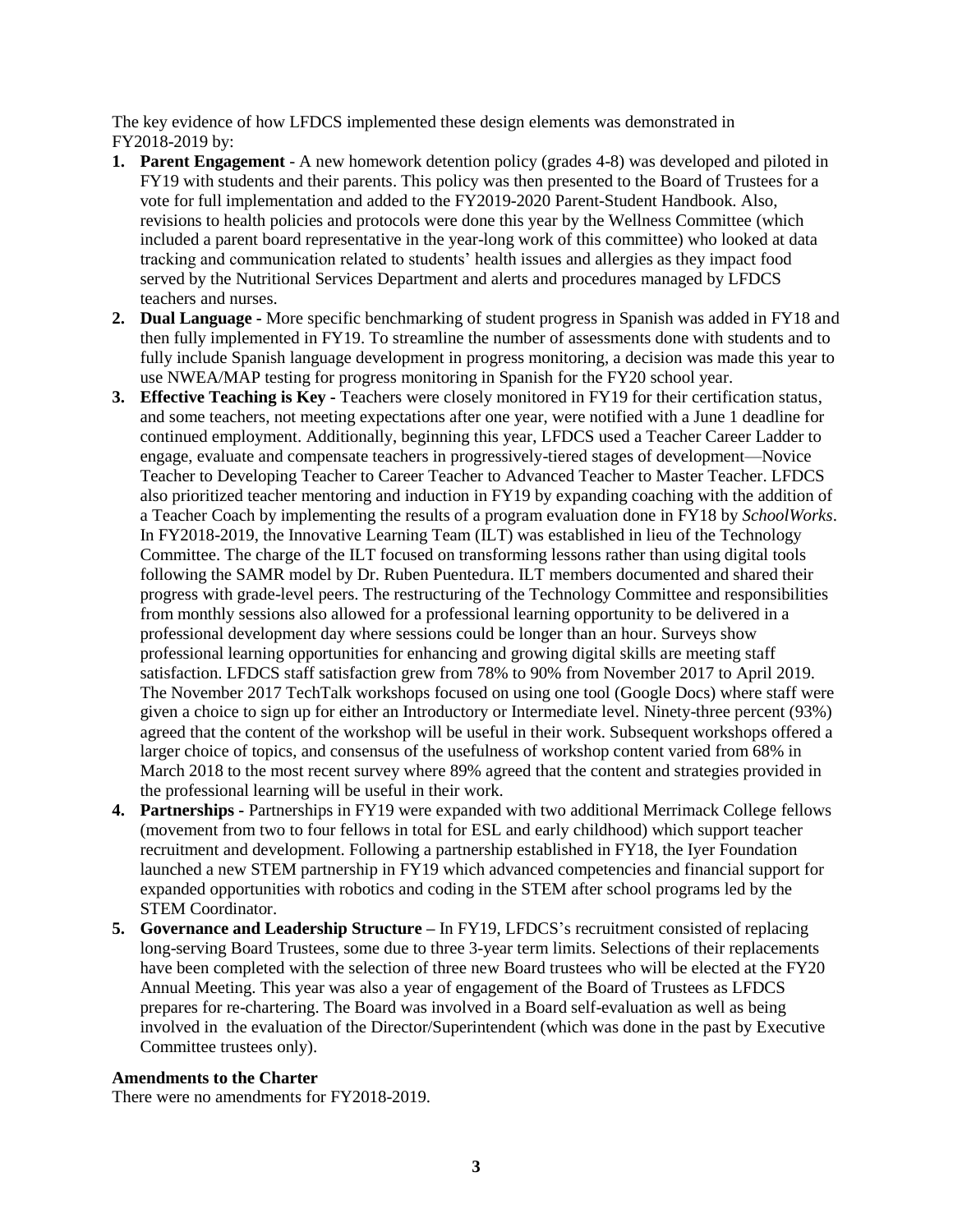The key evidence of how LFDCS implemented these design elements was demonstrated in FY2018-2019 by:

1. **Parent Engagement** - A new homework detention policy (grades 4-8) was developed and piloted in FY19 with students and their parents. This policy was then presented to the Board of Trustees for a vote for full implementation and added to the FY2019-2020 Parent-Student Handbook. Also, revisions to health policies and protocols were done this year by the Wellness Committee (which included a parent board representative in the year-long work of this committee) who looked at data tracking and communication related to students' health issues and allergies as they impact food served by the Nutritional Services Department and alerts and procedures managed by LFDCS teachers and nurses.
2. **Dual Language -** More specific benchmarking of student progress in Spanish was added in FY18 and then fully implemented in FY19. To streamline the number of assessments done with students and to fully include Spanish language development in progress monitoring, a decision was made this year to use NWEA/MAP testing for progress monitoring in Spanish for the FY20 school year.
3. **Effective Teaching is Key -** Teachers were closely monitored in FY19 for their certification status, and some teachers, not meeting expectations after one year, were notified with a June 1 deadline for continued employment. Additionally, beginning this year, LFDCS used a Teacher Career Ladder to engage, evaluate and compensate teachers in progressively-tiered stages of development—Novice Teacher to Developing Teacher to Career Teacher to Advanced Teacher to Master Teacher. LFDCS also prioritized teacher mentoring and induction in FY19 by expanding coaching with the addition of a Teacher Coach by implementing the results of a program evaluation done in FY18 by *SchoolWorks*. In FY2018-2019, the Innovative Learning Team (ILT) was established in lieu of the Technology Committee. The charge of the ILT focused on transforming lessons rather than using digital tools following the SAMR model by Dr. Ruben Puentedura. ILT members documented and shared their progress with grade-level peers. The restructuring of the Technology Committee and responsibilities from monthly sessions also allowed for a professional learning opportunity to be delivered in a professional development day where sessions could be longer than an hour. Surveys show professional learning opportunities for enhancing and growing digital skills are meeting staff satisfaction. LFDCS staff satisfaction grew from 78% to 90% from November 2017 to April 2019. The November 2017 TechTalk workshops focused on using one tool (Google Docs) where staff were given a choice to sign up for either an Introductory or Intermediate level. Ninety-three percent (93%) agreed that the content of the workshop will be useful in their work. Subsequent workshops offered a larger choice of topics, and consensus of the usefulness of workshop content varied from 68% in March 2018 to the most recent survey where 89% agreed that the content and strategies provided in the professional learning will be useful in their work.
4. **Partnerships -** Partnerships in FY19 were expanded with two additional Merrimack College fellows (movement from two to four fellows in total for ESL and early childhood) which support teacher recruitment and development. Following a partnership established in FY18, the Iyer Foundation launched a new STEM partnership in FY19 which advanced competencies and financial support for expanded opportunities with robotics and coding in the STEM after school programs led by the STEM Coordinator.
5. **Governance and Leadership Structure –** In FY19, LFDCS's recruitment consisted of replacing long-serving Board Trustees, some due to three 3-year term limits. Selections of their replacements have been completed with the selection of three new Board trustees who will be elected at the FY20 Annual Meeting. This year was also a year of engagement of the Board of Trustees as LFDCS prepares for re-chartering. The Board was involved in a Board self-evaluation as well as being involved in the evaluation of the Director/Superintendent (which was done in the past by Executive Committee trustees only).

**Amendments to the Charter**

There were no amendments for FY2018-2019.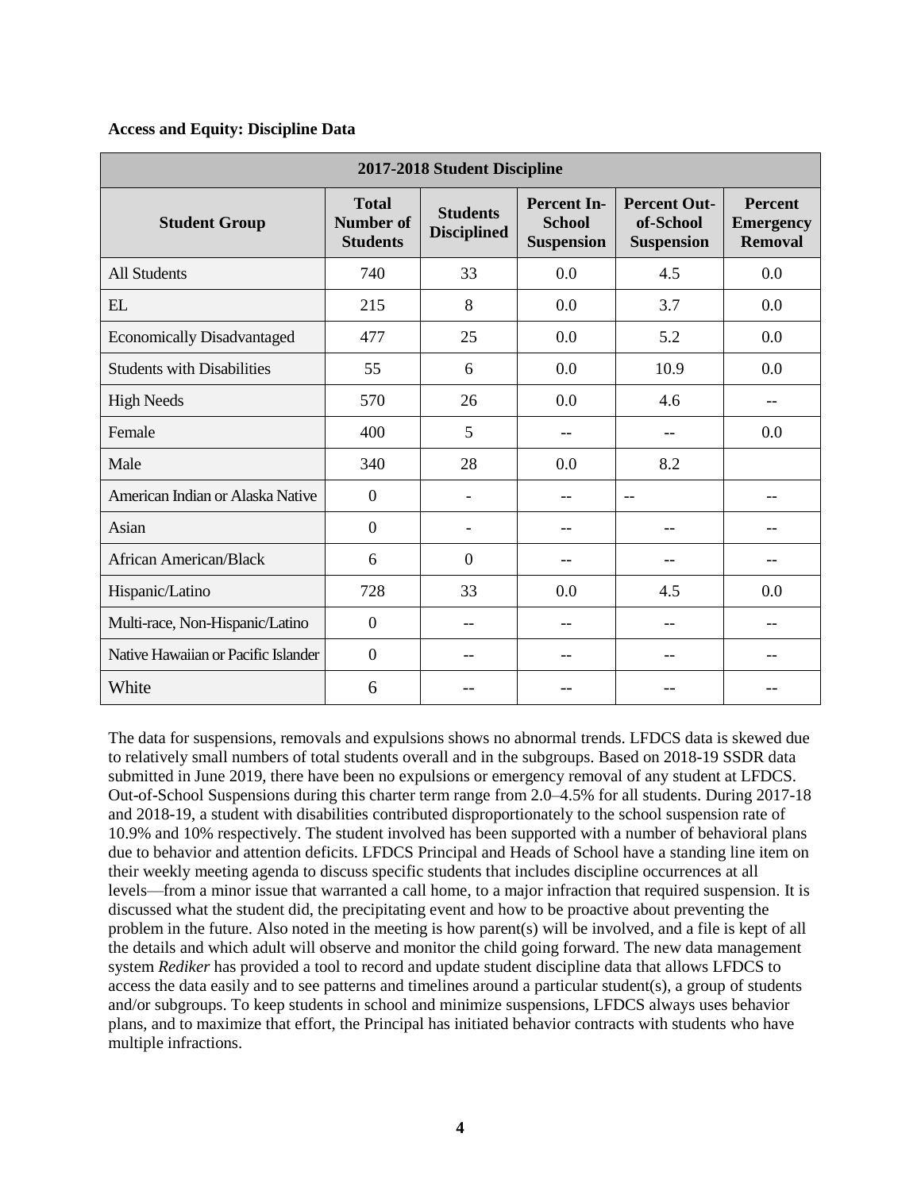**Access and Equity: Discipline Data**

| 2017-2018 Student Discipline | | | | | |
|---|---|---|---|---|---|
| **Student Group** | **Total Number of Students** | **Students Disciplined** | **Percent In-School Suspension** | **Percent Out-of-School Suspension** | **Percent Emergency Removal** |
| All Students | 740 | 33 | 0.0 | 4.5 | 0.0 |
| EL | 215 | 8 | 0.0 | 3.7 | 0.0 |
| Economically Disadvantaged | 477 | 25 | 0.0 | 5.2 | 0.0 |
| Students with Disabilities | 55 | 6 | 0.0 | 10.9 | 0.0 |
| High Needs | 570 | 26 | 0.0 | 4.6 | -- |
| Female | 400 | 5 | -- | -- | 0.0 |
| Male | 340 | 28 | 0.0 | 8.2 | |
| American Indian or Alaska Native | 0 | - | -- | -- | -- |
| Asian | 0 | - | -- | -- | -- |
| African American/Black | 6 | 0 | -- | -- | -- |
| Hispanic/Latino | 728 | 33 | 0.0 | 4.5 | 0.0 |
| Multi-race, Non-Hispanic/Latino | 0 | -- | -- | -- | -- |
| Native Hawaiian or Pacific Islander | 0 | -- | -- | -- | -- |
| White | 6 | -- | -- | -- | -- |

The data for suspensions, removals and expulsions shows no abnormal trends. LFDCS data is skewed due to relatively small numbers of total students overall and in the subgroups. Based on 2018-19 SSDR data submitted in June 2019, there have been no expulsions or emergency removal of any student at LFDCS. Out-of-School Suspensions during this charter term range from 2.0–4.5% for all students. During 2017-18 and 2018-19, a student with disabilities contributed disproportionately to the school suspension rate of 10.9% and 10% respectively. The student involved has been supported with a number of behavioral plans due to behavior and attention deficits. LFDCS Principal and Heads of School have a standing line item on their weekly meeting agenda to discuss specific students that includes discipline occurrences at all levels—from a minor issue that warranted a call home, to a major infraction that required suspension. It is discussed what the student did, the precipitating event and how to be proactive about preventing the problem in the future. Also noted in the meeting is how parent(s) will be involved, and a file is kept of all the details and which adult will observe and monitor the child going forward. The new data management system *Rediker* has provided a tool to record and update student discipline data that allows LFDCS to access the data easily and to see patterns and timelines around a particular student(s), a group of students and/or subgroups. To keep students in school and minimize suspensions, LFDCS always uses behavior plans, and to maximize that effort, the Principal has initiated behavior contracts with students who have multiple infractions.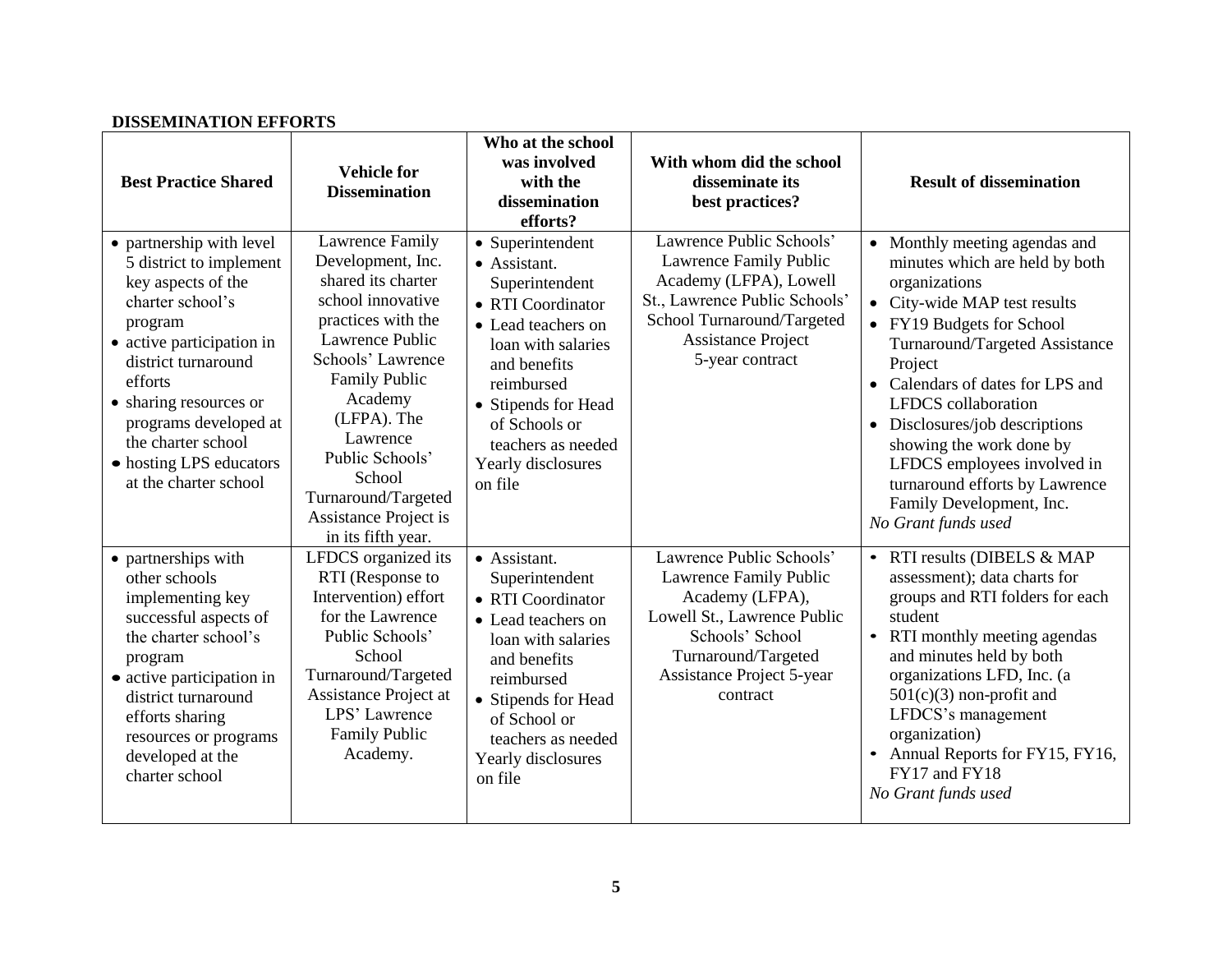**DISSEMINATION EFFORTS**

| Best Practice Shared | Vehicle for Dissemination | Who at the school was involved with the dissemination efforts? | With whom did the school disseminate its best practices? | Result of dissemination |
|---|---|---|---|---|
| • partnership with level 5 district to implement key aspects of the charter school's program<br>• active participation in district turnaround efforts<br>• sharing resources or programs developed at the charter school<br>• hosting LPS educators at the charter school | Lawrence Family Development, Inc. shared its charter school innovative practices with the Lawrence Public Schools' Lawrence Family Public Academy (LFPA). The Lawrence Public Schools' School Turnaround/Targeted Assistance Project is in its fifth year. | • Superintendent<br>• Assistant. Superintendent<br>• RTI Coordinator<br>• Lead teachers on loan with salaries and benefits reimbursed<br>• Stipends for Head of Schools or teachers as needed<br>Yearly disclosures on file | Lawrence Public Schools' Lawrence Family Public Academy (LFPA), Lowell St., Lawrence Public Schools' School Turnaround/Targeted Assistance Project 5-year contract | • Monthly meeting agendas and minutes which are held by both organizations<br>• City-wide MAP test results<br>• FY19 Budgets for School Turnaround/Targeted Assistance Project<br>• Calendars of dates for LPS and LFDCS collaboration<br>• Disclosures/job descriptions showing the work done by LFDCS employees involved in turnaround efforts by Lawrence Family Development, Inc.<br>*No Grant funds used* |
| • partnerships with other schools implementing key successful aspects of the charter school's program<br>• active participation in district turnaround efforts sharing resources or programs developed at the charter school | LFDCS organized its RTI (Response to Intervention) effort for the Lawrence Public Schools' School Turnaround/Targeted Assistance Project at LPS' Lawrence Family Public Academy. | • Assistant. Superintendent<br>• RTI Coordinator<br>• Lead teachers on loan with salaries and benefits reimbursed<br>• Stipends for Head of School or teachers as needed<br>Yearly disclosures on file | Lawrence Public Schools' Lawrence Family Public Academy (LFPA), Lowell St., Lawrence Public Schools' School Turnaround/Targeted Assistance Project 5-year contract | • RTI results (DIBELS & MAP assessment); data charts for groups and RTI folders for each student<br>• RTI monthly meeting agendas and minutes held by both organizations LFD, Inc. (a 501(c)(3) non-profit and LFDCS's management organization)<br>• Annual Reports for FY15, FY16, FY17 and FY18<br>*No Grant funds used* |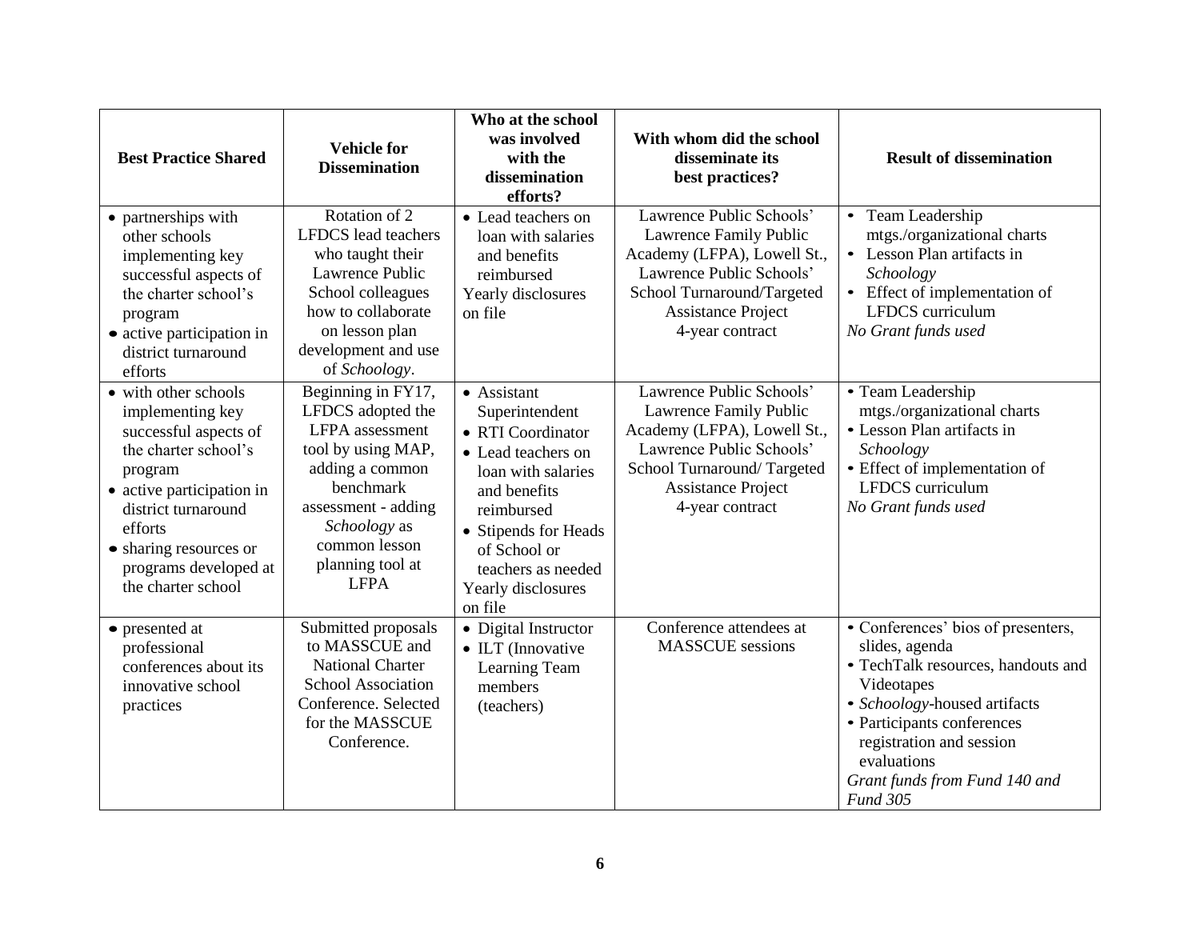| Best Practice Shared | Vehicle for Dissemination | Who at the school was involved with the dissemination efforts? | With whom did the school disseminate its best practices? | Result of dissemination |
|---|---|---|---|---|
| • partnerships with other schools implementing key successful aspects of the charter school's program<br>• active participation in district turnaround efforts | Rotation of 2 LFDCS lead teachers who taught their Lawrence Public School colleagues how to collaborate on lesson plan development and use of *Schoology*. | • Lead teachers on loan with salaries and benefits reimbursed<br>Yearly disclosures on file | Lawrence Public Schools' Lawrence Family Public Academy (LFPA), Lowell St., Lawrence Public Schools' School Turnaround/Targeted Assistance Project 4-year contract | • Team Leadership mtgs./organizational charts<br>• Lesson Plan artifacts in *Schoology*<br>• Effect of implementation of LFDCS curriculum<br>*No Grant funds used* |
| • with other schools implementing key successful aspects of the charter school's program<br>• active participation in district turnaround efforts<br>• sharing resources or programs developed at the charter school | Beginning in FY17, LFDCS adopted the LFPA assessment tool by using MAP, adding a common benchmark assessment - adding *Schoology* as common lesson planning tool at LFPA | • Assistant Superintendent<br>• RTI Coordinator<br>• Lead teachers on loan with salaries and benefits reimbursed<br>• Stipends for Heads of School or teachers as needed<br>Yearly disclosures on file | Lawrence Public Schools' Lawrence Family Public Academy (LFPA), Lowell St., Lawrence Public Schools' School Turnaround/ Targeted Assistance Project 4-year contract | • Team Leadership mtgs./organizational charts<br>• Lesson Plan artifacts in *Schoology*<br>• Effect of implementation of LFDCS curriculum<br>*No Grant funds used* |
| • presented at professional conferences about its innovative school practices | Submitted proposals to MASSCUE and National Charter School Association Conference. Selected for the MASSCUE Conference. | • Digital Instructor<br>• ILT (Innovative Learning Team members (teachers) | Conference attendees at MASSCUE sessions | • Conferences' bios of presenters, slides, agenda<br>• TechTalk resources, handouts and Videotapes<br>• *Schoology*-housed artifacts<br>• Participants conferences registration and session evaluations<br>*Grant funds from Fund 140 and Fund 305* |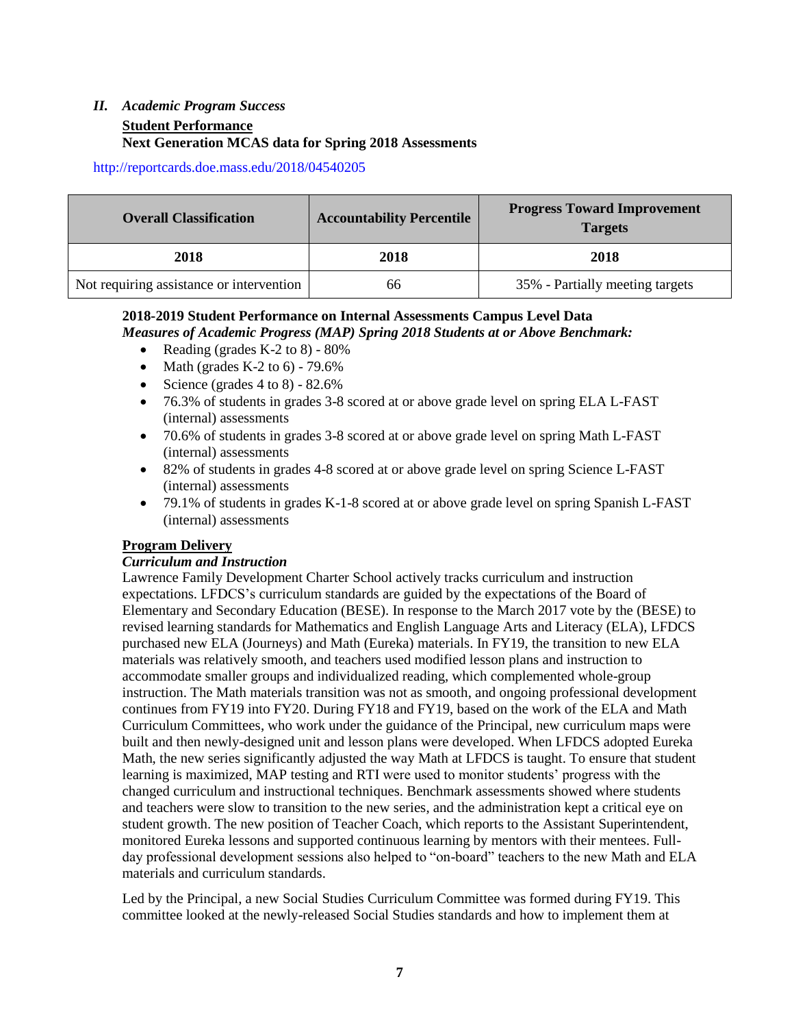## *II. Academic Program Success*

**Student Performance**

**Next Generation MCAS data for Spring 2018 Assessments**

http://reportcards.doe.mass.edu/2018/04540205

| Overall Classification | Accountability Percentile | Progress Toward Improvement Targets |
|---|---|---|
| **2018** | **2018** | **2018** |
| Not requiring assistance or intervention | 66 | 35% - Partially meeting targets |

**2018-2019 Student Performance on Internal Assessments Campus Level Data**

***Measures of Academic Progress (MAP) Spring 2018 Students at or Above Benchmark:***

- Reading (grades K-2 to 8) - 80%
- Math (grades K-2 to 6) - 79.6%
- Science (grades 4 to 8) - 82.6%
- 76.3% of students in grades 3-8 scored at or above grade level on spring ELA L-FAST (internal) assessments
- 70.6% of students in grades 3-8 scored at or above grade level on spring Math L-FAST (internal) assessments
- 82% of students in grades 4-8 scored at or above grade level on spring Science L-FAST (internal) assessments
- 79.1% of students in grades K-1-8 scored at or above grade level on spring Spanish L-FAST (internal) assessments

**Program Delivery**

***Curriculum and Instruction***

Lawrence Family Development Charter School actively tracks curriculum and instruction expectations. LFDCS's curriculum standards are guided by the expectations of the Board of Elementary and Secondary Education (BESE). In response to the March 2017 vote by the (BESE) to revised learning standards for Mathematics and English Language Arts and Literacy (ELA), LFDCS purchased new ELA (Journeys) and Math (Eureka) materials. In FY19, the transition to new ELA materials was relatively smooth, and teachers used modified lesson plans and instruction to accommodate smaller groups and individualized reading, which complemented whole-group instruction. The Math materials transition was not as smooth, and ongoing professional development continues from FY19 into FY20. During FY18 and FY19, based on the work of the ELA and Math Curriculum Committees, who work under the guidance of the Principal, new curriculum maps were built and then newly-designed unit and lesson plans were developed. When LFDCS adopted Eureka Math, the new series significantly adjusted the way Math at LFDCS is taught. To ensure that student learning is maximized, MAP testing and RTI were used to monitor students' progress with the changed curriculum and instructional techniques. Benchmark assessments showed where students and teachers were slow to transition to the new series, and the administration kept a critical eye on student growth. The new position of Teacher Coach, which reports to the Assistant Superintendent, monitored Eureka lessons and supported continuous learning by mentors with their mentees. Full-day professional development sessions also helped to "on-board" teachers to the new Math and ELA materials and curriculum standards.

Led by the Principal, a new Social Studies Curriculum Committee was formed during FY19. This committee looked at the newly-released Social Studies standards and how to implement them at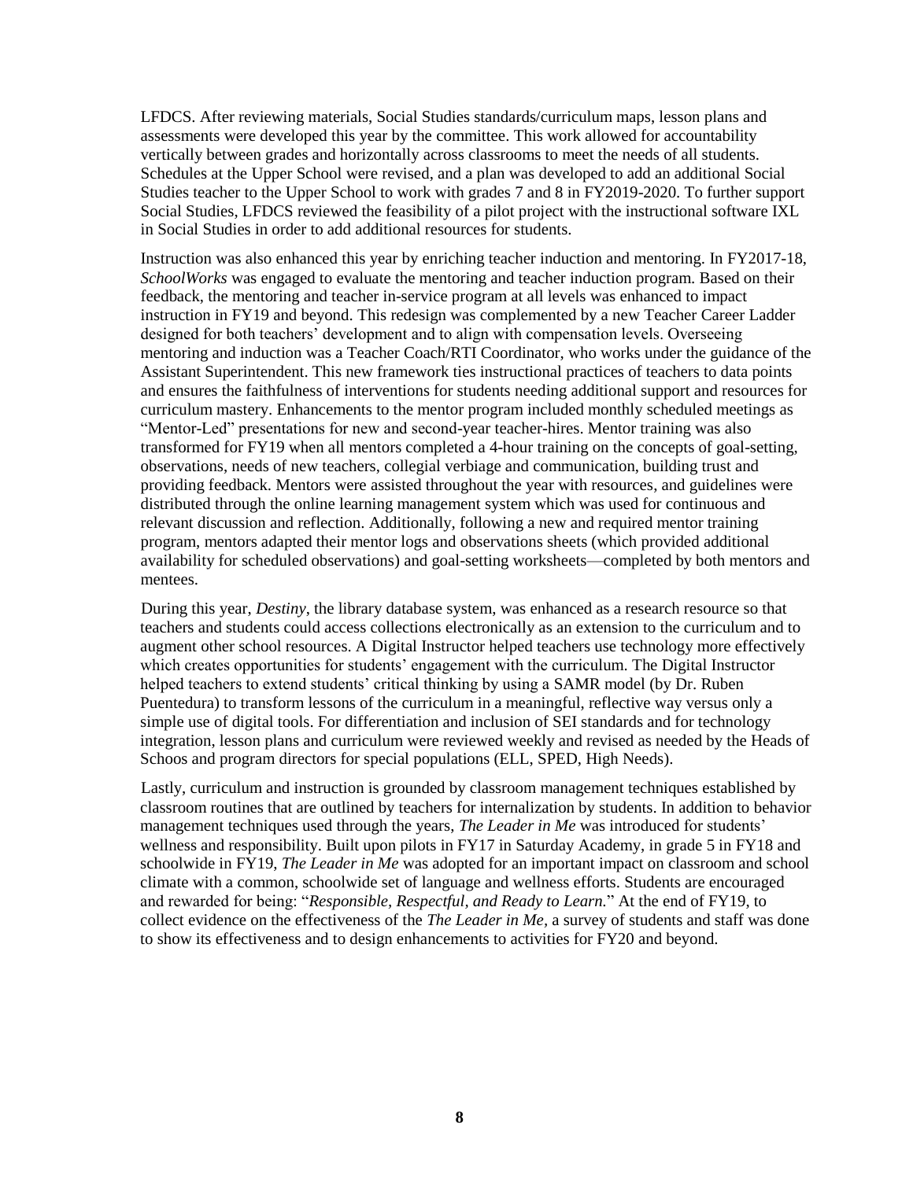LFDCS. After reviewing materials, Social Studies standards/curriculum maps, lesson plans and assessments were developed this year by the committee. This work allowed for accountability vertically between grades and horizontally across classrooms to meet the needs of all students. Schedules at the Upper School were revised, and a plan was developed to add an additional Social Studies teacher to the Upper School to work with grades 7 and 8 in FY2019-2020. To further support Social Studies, LFDCS reviewed the feasibility of a pilot project with the instructional software IXL in Social Studies in order to add additional resources for students.

Instruction was also enhanced this year by enriching teacher induction and mentoring. In FY2017-18, *SchoolWorks* was engaged to evaluate the mentoring and teacher induction program. Based on their feedback, the mentoring and teacher in-service program at all levels was enhanced to impact instruction in FY19 and beyond. This redesign was complemented by a new Teacher Career Ladder designed for both teachers' development and to align with compensation levels. Overseeing mentoring and induction was a Teacher Coach/RTI Coordinator, who works under the guidance of the Assistant Superintendent. This new framework ties instructional practices of teachers to data points and ensures the faithfulness of interventions for students needing additional support and resources for curriculum mastery. Enhancements to the mentor program included monthly scheduled meetings as "Mentor-Led" presentations for new and second-year teacher-hires. Mentor training was also transformed for FY19 when all mentors completed a 4-hour training on the concepts of goal-setting, observations, needs of new teachers, collegial verbiage and communication, building trust and providing feedback. Mentors were assisted throughout the year with resources, and guidelines were distributed through the online learning management system which was used for continuous and relevant discussion and reflection. Additionally, following a new and required mentor training program, mentors adapted their mentor logs and observations sheets (which provided additional availability for scheduled observations) and goal-setting worksheets—completed by both mentors and mentees.

During this year, *Destiny*, the library database system, was enhanced as a research resource so that teachers and students could access collections electronically as an extension to the curriculum and to augment other school resources. A Digital Instructor helped teachers use technology more effectively which creates opportunities for students' engagement with the curriculum. The Digital Instructor helped teachers to extend students' critical thinking by using a SAMR model (by Dr. Ruben Puentedura) to transform lessons of the curriculum in a meaningful, reflective way versus only a simple use of digital tools. For differentiation and inclusion of SEI standards and for technology integration, lesson plans and curriculum were reviewed weekly and revised as needed by the Heads of Schoos and program directors for special populations (ELL, SPED, High Needs).

Lastly, curriculum and instruction is grounded by classroom management techniques established by classroom routines that are outlined by teachers for internalization by students. In addition to behavior management techniques used through the years, *The Leader in Me* was introduced for students' wellness and responsibility. Built upon pilots in FY17 in Saturday Academy, in grade 5 in FY18 and schoolwide in FY19, *The Leader in Me* was adopted for an important impact on classroom and school climate with a common, schoolwide set of language and wellness efforts. Students are encouraged and rewarded for being: "*Responsible, Respectful, and Ready to Learn.*" At the end of FY19, to collect evidence on the effectiveness of the *The Leader in Me*, a survey of students and staff was done to show its effectiveness and to design enhancements to activities for FY20 and beyond.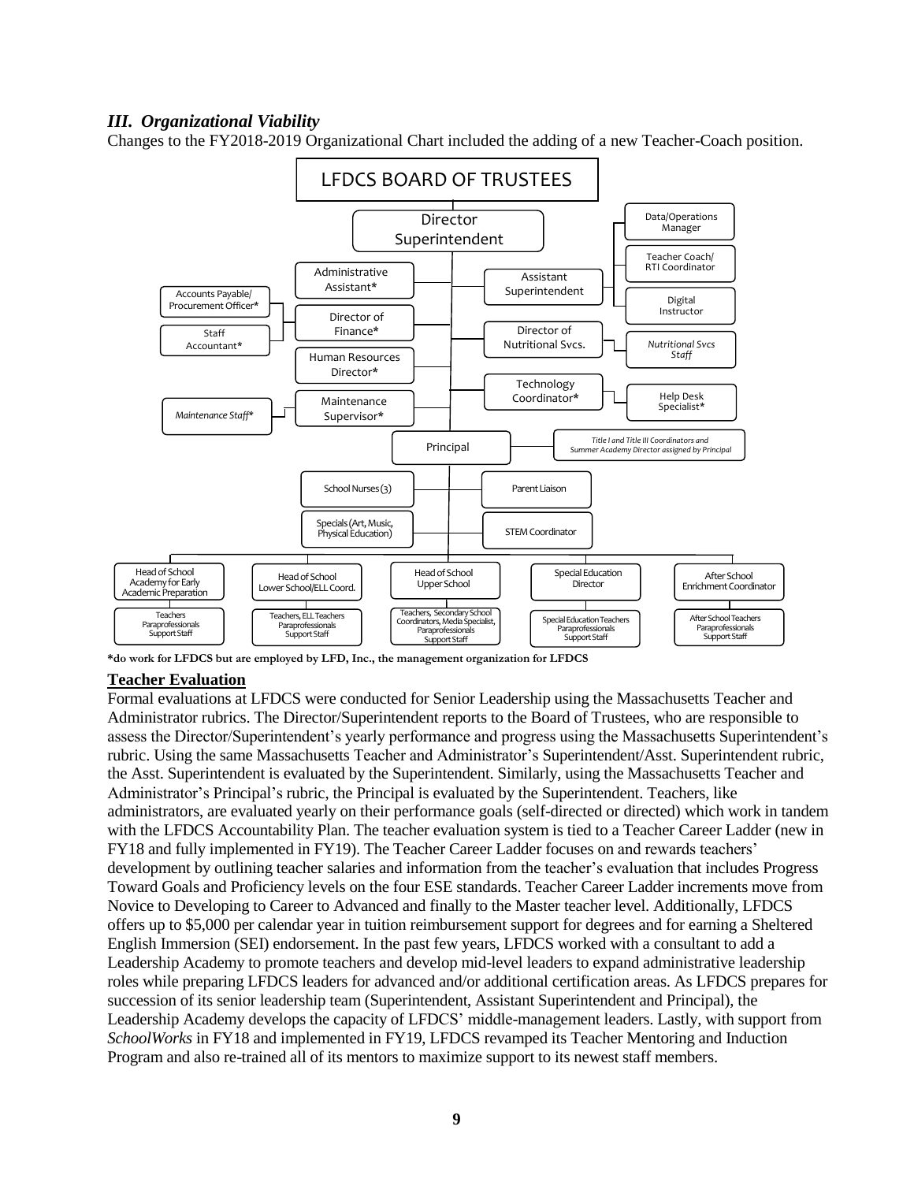### *III. Organizational Viability*

Changes to the FY2018-2019 Organizational Chart included the adding of a new Teacher-Coach position.

LFDCS BOARD OF TRUSTEES

- Director Superintendent
  - Data/Operations Manager
  - Teacher Coach/ RTI Coordinator
  - Digital Instructor
  - Administrative Assistant*
  - Director of Finance*
    - Accounts Payable/ Procurement Officer*
    - Staff Accountant*
  - Human Resources Director*
  - Maintenance Supervisor*
    - *Maintenance Staff**
  - Assistant Superintendent
  - Director of Nutritional Svcs.
    - *Nutritional Svcs Staff*
  - Technology Coordinator*
    - Help Desk Specialist*
  - Principal
    - *Title I and Title III Coordinators and Summer Academy Director assigned by Principal*
    - School Nurses (3)
    - Specials (Art, Music, Physical Education)
    - Parent Liaison
    - STEM Coordinator
    - Head of School Academy for Early Academic Preparation
      - Teachers, Paraprofessionals, Support Staff
    - Head of School Lower School/ELL Coord.
      - Teachers, ELL Teachers, Paraprofessionals, Support Staff
    - Head of School Upper School
      - Teachers, Secondary School Coordinators, Media Specialist, Paraprofessionals, Support Staff
    - Special Education Director
      - Special Education Teachers, Paraprofessionals, Support Staff
    - After School Enrichment Coordinator
      - After School Teachers, Paraprofessionals, Support Staff

**\*do work for LFDCS but are employed by LFD, Inc., the management organization for LFDCS**

**Teacher Evaluation**

Formal evaluations at LFDCS were conducted for Senior Leadership using the Massachusetts Teacher and Administrator rubrics. The Director/Superintendent reports to the Board of Trustees, who are responsible to assess the Director/Superintendent's yearly performance and progress using the Massachusetts Superintendent's rubric. Using the same Massachusetts Teacher and Administrator's Superintendent/Asst. Superintendent rubric, the Asst. Superintendent is evaluated by the Superintendent. Similarly, using the Massachusetts Teacher and Administrator's Principal's rubric, the Principal is evaluated by the Superintendent. Teachers, like administrators, are evaluated yearly on their performance goals (self-directed or directed) which work in tandem with the LFDCS Accountability Plan. The teacher evaluation system is tied to a Teacher Career Ladder (new in FY18 and fully implemented in FY19). The Teacher Career Ladder focuses on and rewards teachers' development by outlining teacher salaries and information from the teacher's evaluation that includes Progress Toward Goals and Proficiency levels on the four ESE standards. Teacher Career Ladder increments move from Novice to Developing to Career to Advanced and finally to the Master teacher level. Additionally, LFDCS offers up to $5,000 per calendar year in tuition reimbursement support for degrees and for earning a Sheltered English Immersion (SEI) endorsement. In the past few years, LFDCS worked with a consultant to add a Leadership Academy to promote teachers and develop mid-level leaders to expand administrative leadership roles while preparing LFDCS leaders for advanced and/or additional certification areas. As LFDCS prepares for succession of its senior leadership team (Superintendent, Assistant Superintendent and Principal), the Leadership Academy develops the capacity of LFDCS' middle-management leaders. Lastly, with support from *SchoolWorks* in FY18 and implemented in FY19, LFDCS revamped its Teacher Mentoring and Induction Program and also re-trained all of its mentors to maximize support to its newest staff members.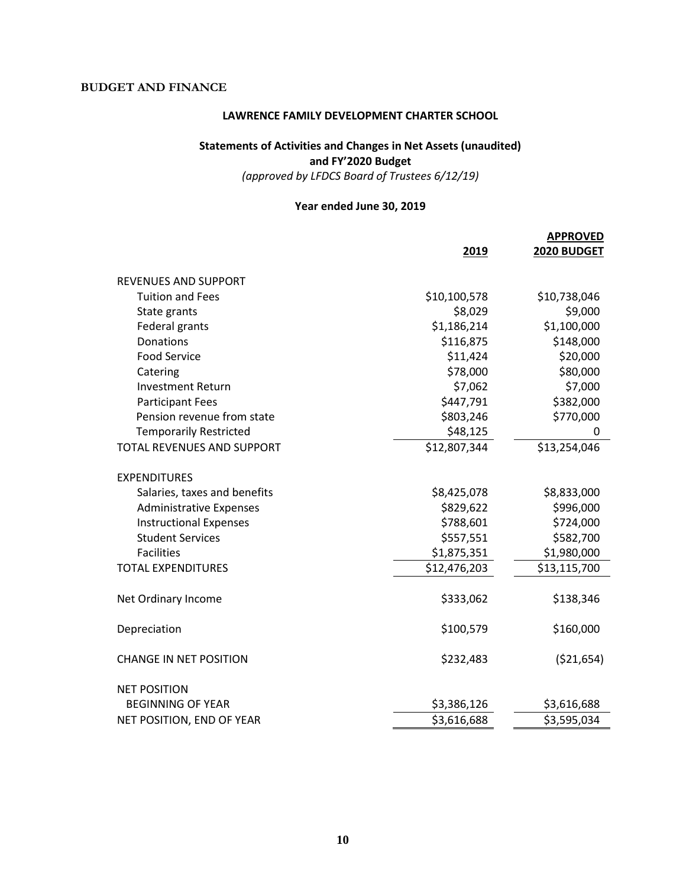## BUDGET AND FINANCE

**LAWRENCE FAMILY DEVELOPMENT CHARTER SCHOOL**

**Statements of Activities and Changes in Net Assets (unaudited)**
**and FY'2020 Budget**
*(approved by LFDCS Board of Trustees 6/12/19)*

**Year ended June 30, 2019**

| | 2019 | APPROVED 2020 BUDGET |
|---|---|---|
| REVENUES AND SUPPORT | | |
| Tuition and Fees | $10,100,578 | $10,738,046 |
| State grants | $8,029 | $9,000 |
| Federal grants | $1,186,214 | $1,100,000 |
| Donations | $116,875 | $148,000 |
| Food Service | $11,424 | $20,000 |
| Catering | $78,000 | $80,000 |
| Investment Return | $7,062 | $7,000 |
| Participant Fees | $447,791 | $382,000 |
| Pension revenue from state | $803,246 | $770,000 |
| Temporarily Restricted | $48,125 | 0 |
| TOTAL REVENUES AND SUPPORT | $12,807,344 | $13,254,046 |
| EXPENDITURES | | |
| Salaries, taxes and benefits | $8,425,078 | $8,833,000 |
| Administrative Expenses | $829,622 | $996,000 |
| Instructional Expenses | $788,601 | $724,000 |
| Student Services | $557,551 | $582,700 |
| Facilities | $1,875,351 | $1,980,000 |
| TOTAL EXPENDITURES | $12,476,203 | $13,115,700 |
| Net Ordinary Income | $333,062 | $138,346 |
| Depreciation | $100,579 | $160,000 |
| CHANGE IN NET POSITION | $232,483 | ($21,654) |
| NET POSITION | | |
| BEGINNING OF YEAR | $3,386,126 | $3,616,688 |
| NET POSITION, END OF YEAR | $3,616,688 | $3,595,034 |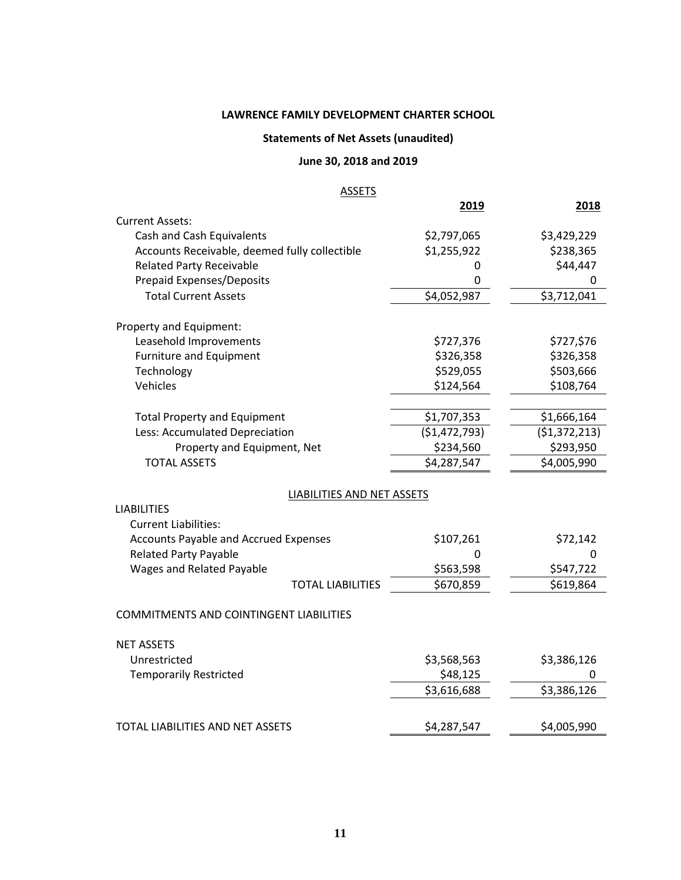**LAWRENCE FAMILY DEVELOPMENT CHARTER SCHOOL**

**Statements of Net Assets (unaudited)**

**June 30, 2018 and 2019**

| ASSETS | **2019** | **2018** |
|---|---|---|
| Current Assets: | | |
| Cash and Cash Equivalents | $2,797,065 | $3,429,229 |
| Accounts Receivable, deemed fully collectible | $1,255,922 | $238,365 |
| Related Party Receivable | 0 | $44,447 |
| Prepaid Expenses/Deposits | 0 | 0 |
| Total Current Assets | $4,052,987 | $3,712,041 |
| | | |
| Property and Equipment: | | |
| Leasehold Improvements | $727,376 | $727,$76 |
| Furniture and Equipment | $326,358 | $326,358 |
| Technology | $529,055 | $503,666 |
| Vehicles | $124,564 | $108,764 |
| | | |
| Total Property and Equipment | $1,707,353 | $1,666,164 |
| Less: Accumulated Depreciation | ($1,472,793) | ($1,372,213) |
| Property and Equipment, Net | $234,560 | $293,950 |
| TOTAL ASSETS | $4,287,547 | $4,005,990 |

| LIABILITIES AND NET ASSETS | **2019** | **2018** |
|---|---|---|
| LIABILITIES | | |
| Current Liabilities: | | |
| Accounts Payable and Accrued Expenses | $107,261 | $72,142 |
| Related Party Payable | 0 | 0 |
| Wages and Related Payable | $563,598 | $547,722 |
| TOTAL LIABILITIES | $670,859 | $619,864 |
| | | |
| COMMITMENTS AND COINTINGENT LIABILITIES | | |
| | | |
| NET ASSETS | | |
| Unrestricted | $3,568,563 | $3,386,126 |
| Temporarily Restricted | $48,125 | 0 |
| | $3,616,688 | $3,386,126 |
| | | |
| TOTAL LIABILITIES AND NET ASSETS | $4,287,547 | $4,005,990 |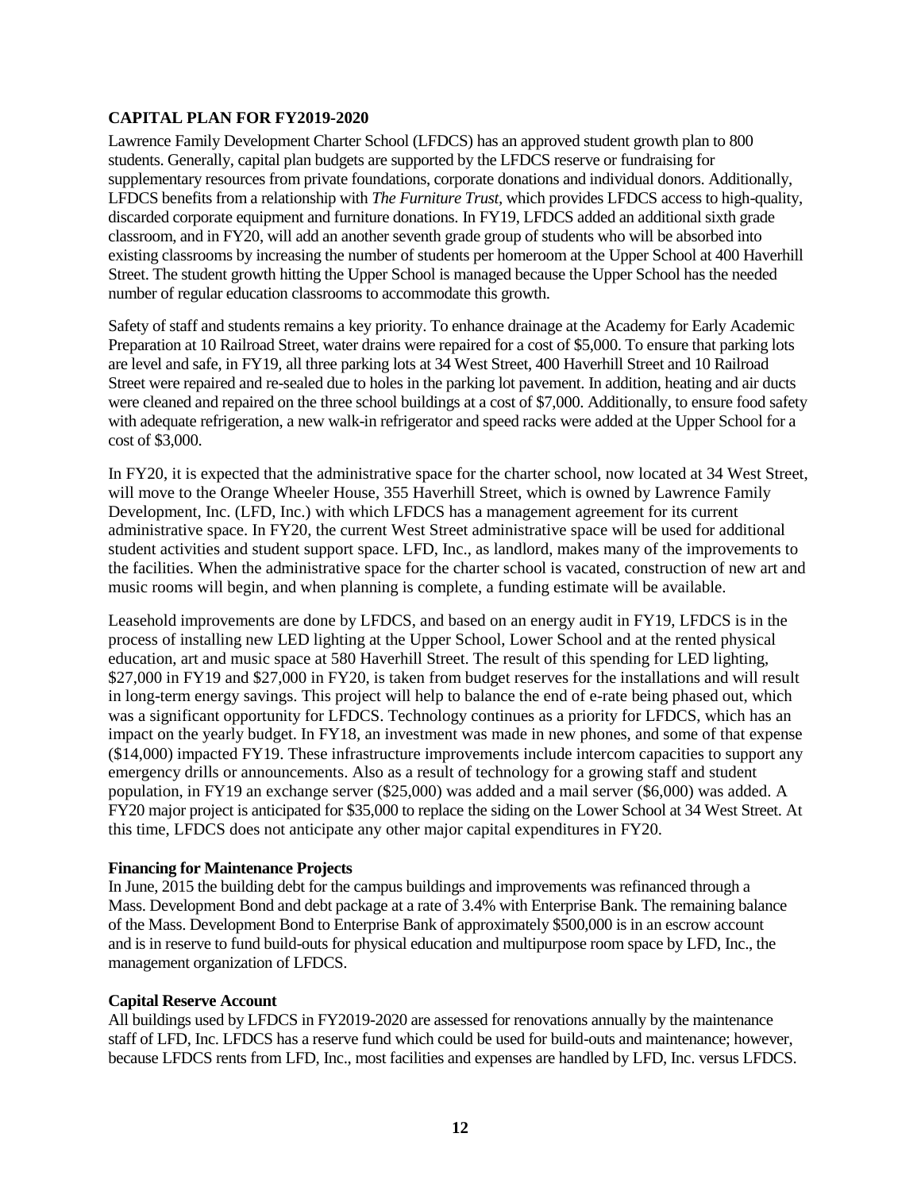## CAPITAL PLAN FOR FY2019-2020

Lawrence Family Development Charter School (LFDCS) has an approved student growth plan to 800 students. Generally, capital plan budgets are supported by the LFDCS reserve or fundraising for supplementary resources from private foundations, corporate donations and individual donors. Additionally, LFDCS benefits from a relationship with *The Furniture Trust,* which provides LFDCS access to high-quality, discarded corporate equipment and furniture donations. In FY19, LFDCS added an additional sixth grade classroom, and in FY20, will add an another seventh grade group of students who will be absorbed into existing classrooms by increasing the number of students per homeroom at the Upper School at 400 Haverhill Street. The student growth hitting the Upper School is managed because the Upper School has the needed number of regular education classrooms to accommodate this growth.

Safety of staff and students remains a key priority. To enhance drainage at the Academy for Early Academic Preparation at 10 Railroad Street, water drains were repaired for a cost of $5,000. To ensure that parking lots are level and safe, in FY19, all three parking lots at 34 West Street, 400 Haverhill Street and 10 Railroad Street were repaired and re-sealed due to holes in the parking lot pavement. In addition, heating and air ducts were cleaned and repaired on the three school buildings at a cost of $7,000. Additionally, to ensure food safety with adequate refrigeration, a new walk-in refrigerator and speed racks were added at the Upper School for a cost of $3,000.

In FY20, it is expected that the administrative space for the charter school, now located at 34 West Street, will move to the Orange Wheeler House, 355 Haverhill Street, which is owned by Lawrence Family Development, Inc. (LFD, Inc.) with which LFDCS has a management agreement for its current administrative space. In FY20, the current West Street administrative space will be used for additional student activities and student support space. LFD, Inc., as landlord, makes many of the improvements to the facilities. When the administrative space for the charter school is vacated, construction of new art and music rooms will begin, and when planning is complete, a funding estimate will be available.

Leasehold improvements are done by LFDCS, and based on an energy audit in FY19, LFDCS is in the process of installing new LED lighting at the Upper School, Lower School and at the rented physical education, art and music space at 580 Haverhill Street. The result of this spending for LED lighting, $27,000 in FY19 and $27,000 in FY20, is taken from budget reserves for the installations and will result in long-term energy savings. This project will help to balance the end of e-rate being phased out, which was a significant opportunity for LFDCS. Technology continues as a priority for LFDCS, which has an impact on the yearly budget. In FY18, an investment was made in new phones, and some of that expense ($14,000) impacted FY19. These infrastructure improvements include intercom capacities to support any emergency drills or announcements. Also as a result of technology for a growing staff and student population, in FY19 an exchange server ($25,000) was added and a mail server ($6,000) was added. A FY20 major project is anticipated for $35,000 to replace the siding on the Lower School at 34 West Street. At this time, LFDCS does not anticipate any other major capital expenditures in FY20.

### Financing for Maintenance Projects

In June, 2015 the building debt for the campus buildings and improvements was refinanced through a Mass. Development Bond and debt package at a rate of 3.4% with Enterprise Bank. The remaining balance of the Mass. Development Bond to Enterprise Bank of approximately $500,000 is in an escrow account and is in reserve to fund build-outs for physical education and multipurpose room space by LFD, Inc., the management organization of LFDCS.

### Capital Reserve Account

All buildings used by LFDCS in FY2019-2020 are assessed for renovations annually by the maintenance staff of LFD, Inc. LFDCS has a reserve fund which could be used for build-outs and maintenance; however, because LFDCS rents from LFD, Inc., most facilities and expenses are handled by LFD, Inc. versus LFDCS.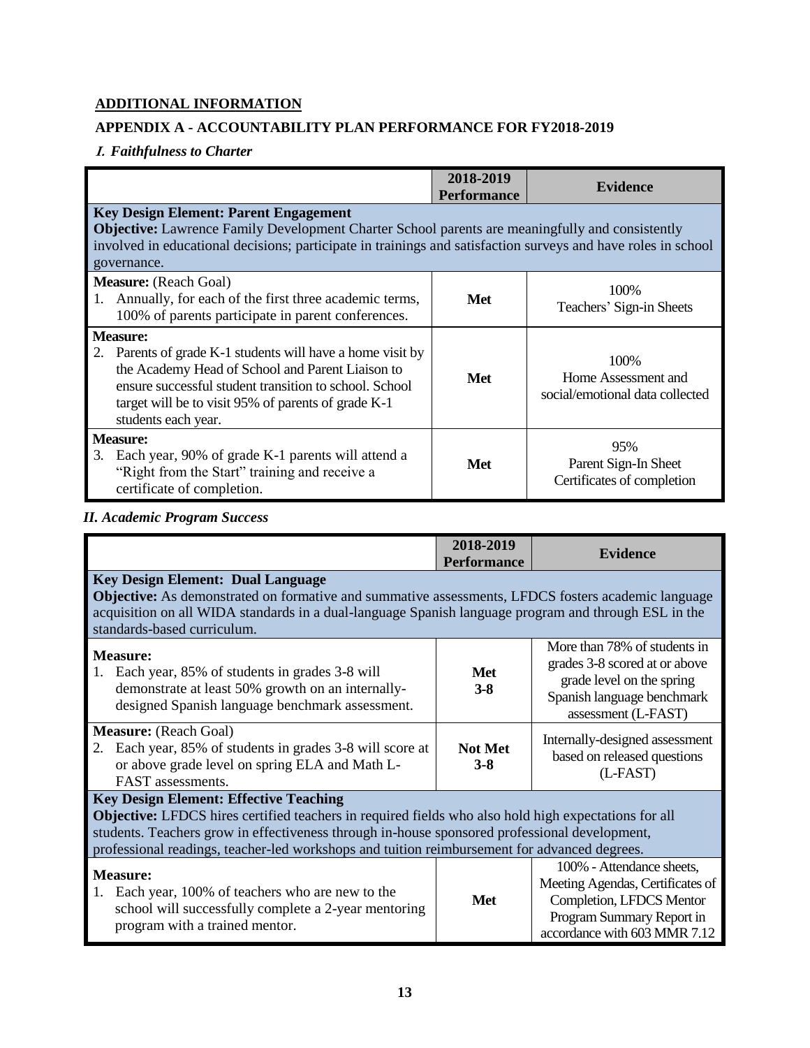**ADDITIONAL INFORMATION**

**APPENDIX A - ACCOUNTABILITY PLAN PERFORMANCE FOR FY2018-2019**

***I. Faithfulness to Charter***

| | 2018-2019 Performance | Evidence |
|---|---|---|
| **Key Design Element: Parent Engagement**<br>**Objective:** Lawrence Family Development Charter School parents are meaningfully and consistently involved in educational decisions; participate in trainings and satisfaction surveys and have roles in school governance. | | |
| **Measure:** (Reach Goal)<br>1. Annually, for each of the first three academic terms, 100% of parents participate in parent conferences. | **Met** | 100%<br>Teachers' Sign-in Sheets |
| **Measure:**<br>2. Parents of grade K-1 students will have a home visit by the Academy Head of School and Parent Liaison to ensure successful student transition to school. School target will be to visit 95% of parents of grade K-1 students each year. | **Met** | 100%<br>Home Assessment and social/emotional data collected |
| **Measure:**<br>3. Each year, 90% of grade K-1 parents will attend a "Right from the Start" training and receive a certificate of completion. | **Met** | 95%<br>Parent Sign-In Sheet<br>Certificates of completion |

***II. Academic Program Success***

| | 2018-2019 Performance | Evidence |
|---|---|---|
| **Key Design Element: Dual Language**<br>**Objective:** As demonstrated on formative and summative assessments, LFDCS fosters academic language acquisition on all WIDA standards in a dual-language Spanish language program and through ESL in the standards-based curriculum. | | |
| **Measure:**<br>1. Each year, 85% of students in grades 3-8 will demonstrate at least 50% growth on an internally-designed Spanish language benchmark assessment. | **Met**<br>**3-8** | More than 78% of students in grades 3-8 scored at or above grade level on the spring Spanish language benchmark assessment (L-FAST) |
| **Measure:** (Reach Goal)<br>2. Each year, 85% of students in grades 3-8 will score at or above grade level on spring ELA and Math L-FAST assessments. | **Not Met**<br>**3-8** | Internally-designed assessment based on released questions (L-FAST) |
| **Key Design Element: Effective Teaching**<br>**Objective:** LFDCS hires certified teachers in required fields who also hold high expectations for all students. Teachers grow in effectiveness through in-house sponsored professional development, professional readings, teacher-led workshops and tuition reimbursement for advanced degrees. | | |
| **Measure:**<br>1. Each year, 100% of teachers who are new to the school will successfully complete a 2-year mentoring program with a trained mentor. | **Met** | 100% - Attendance sheets, Meeting Agendas, Certificates of Completion, LFDCS Mentor Program Summary Report in accordance with 603 MMR 7.12 |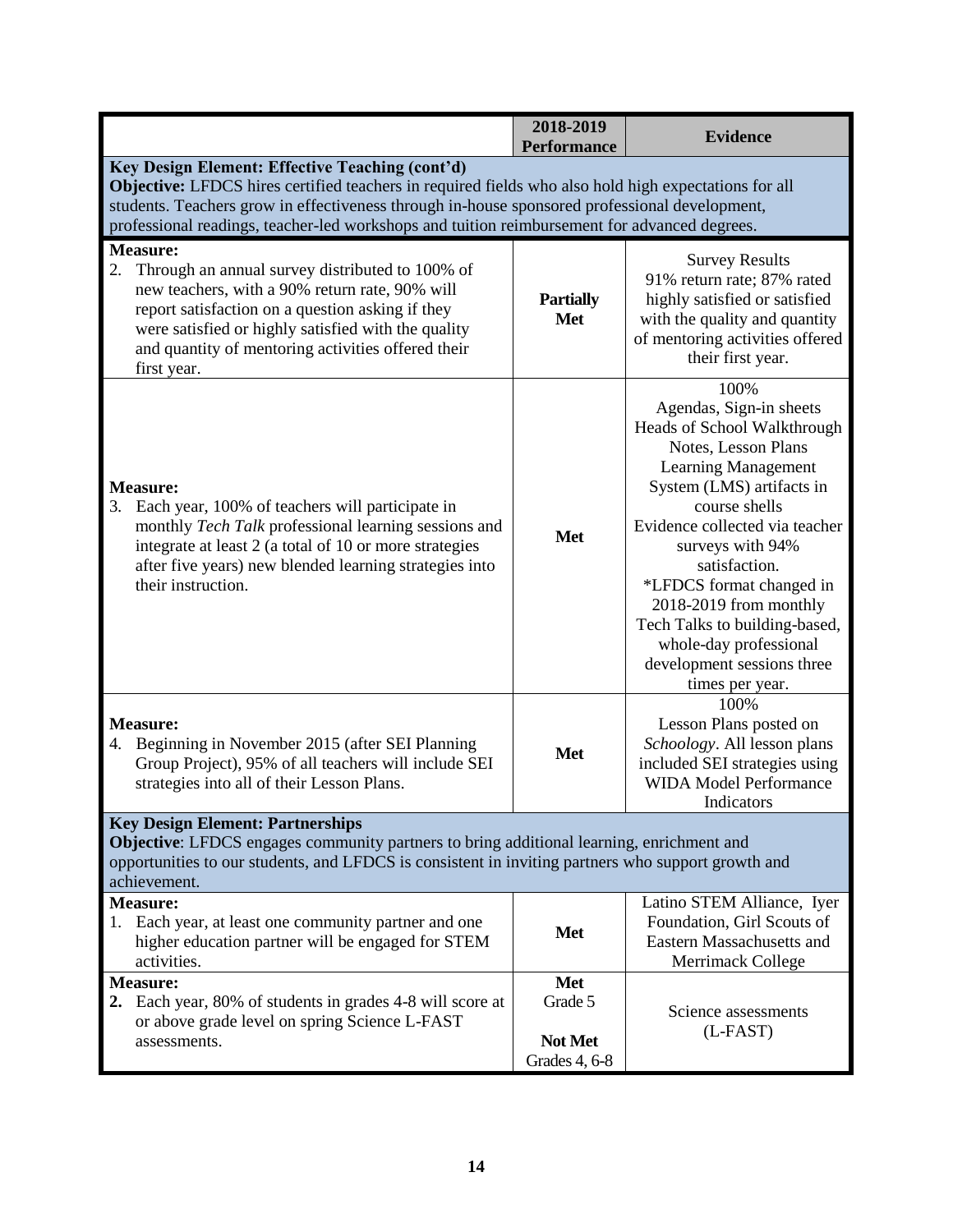| | 2018-2019 Performance | Evidence |
|---|---|---|
| **Key Design Element: Effective Teaching (cont'd)**<br>**Objective:** LFDCS hires certified teachers in required fields who also hold high expectations for all students. Teachers grow in effectiveness through in-house sponsored professional development, professional readings, teacher-led workshops and tuition reimbursement for advanced degrees. | | |
| **Measure:**<br>2. Through an annual survey distributed to 100% of new teachers, with a 90% return rate, 90% will report satisfaction on a question asking if they were satisfied or highly satisfied with the quality and quantity of mentoring activities offered their first year. | **Partially Met** | Survey Results<br>91% return rate; 87% rated highly satisfied or satisfied with the quality and quantity of mentoring activities offered their first year. |
| **Measure:**<br>3. Each year, 100% of teachers will participate in monthly *Tech Talk* professional learning sessions and integrate at least 2 (a total of 10 or more strategies after five years) new blended learning strategies into their instruction. | **Met** | 100%<br>Agendas, Sign-in sheets<br>Heads of School Walkthrough Notes, Lesson Plans<br>Learning Management System (LMS) artifacts in course shells<br>Evidence collected via teacher surveys with 94% satisfaction.<br>*LFDCS format changed in 2018-2019 from monthly Tech Talks to building-based, whole-day professional development sessions three times per year. |
| **Measure:**<br>4. Beginning in November 2015 (after SEI Planning Group Project), 95% of all teachers will include SEI strategies into all of their Lesson Plans. | **Met** | 100%<br>Lesson Plans posted on *Schoology*. All lesson plans included SEI strategies using WIDA Model Performance Indicators |
| **Key Design Element: Partnerships**<br>**Objective**: LFDCS engages community partners to bring additional learning, enrichment and opportunities to our students, and LFDCS is consistent in inviting partners who support growth and achievement. | | |
| **Measure:**<br>1. Each year, at least one community partner and one higher education partner will be engaged for STEM activities. | **Met** | Latino STEM Alliance, Iyer Foundation, Girl Scouts of Eastern Massachusetts and Merrimack College |
| **Measure:**<br>**2.** Each year, 80% of students in grades 4-8 will score at or above grade level on spring Science L-FAST assessments. | **Met**<br>Grade 5<br><br>**Not Met**<br>Grades 4, 6-8 | Science assessments (L-FAST) |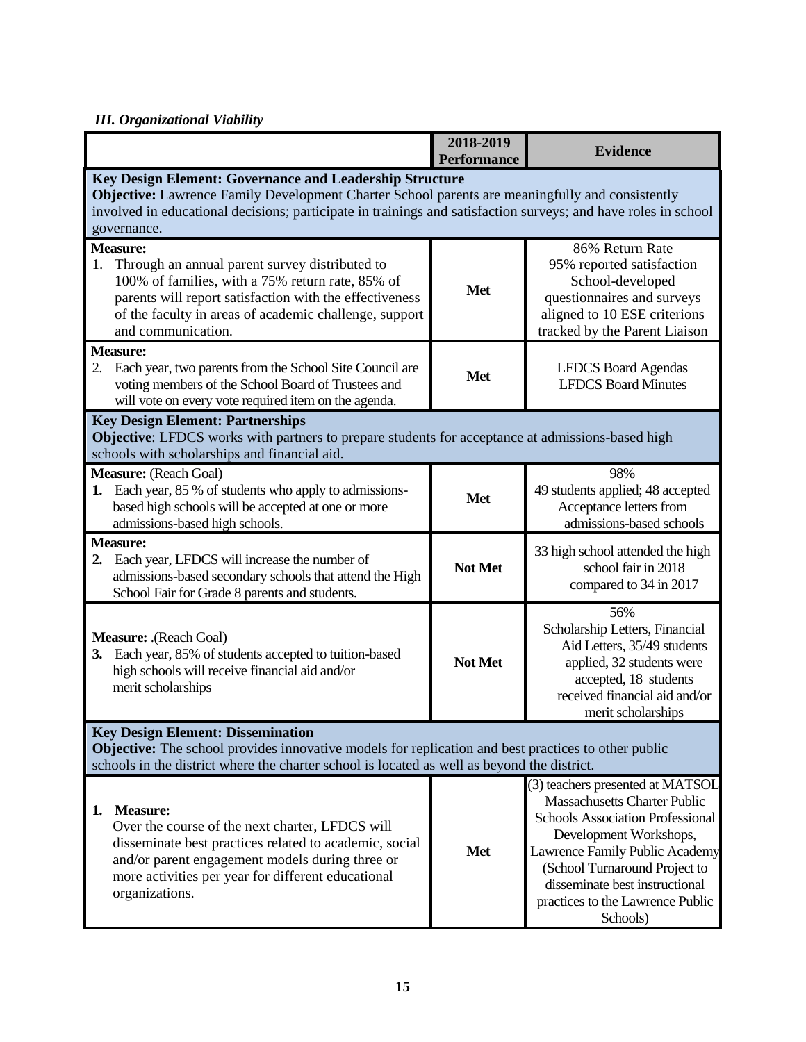*III. Organizational Viability*

| | 2018-2019 Performance | Evidence |
|---|---|---|
| **Key Design Element: Governance and Leadership Structure**<br>**Objective:** Lawrence Family Development Charter School parents are meaningfully and consistently involved in educational decisions; participate in trainings and satisfaction surveys; and have roles in school governance. | | |
| **Measure:**<br>1. Through an annual parent survey distributed to 100% of families, with a 75% return rate, 85% of parents will report satisfaction with the effectiveness of the faculty in areas of academic challenge, support and communication. | **Met** | 86% Return Rate<br>95% reported satisfaction<br>School-developed questionnaires and surveys aligned to 10 ESE criterions tracked by the Parent Liaison |
| **Measure:**<br>2. Each year, two parents from the School Site Council are voting members of the School Board of Trustees and will vote on every vote required item on the agenda. | **Met** | LFDCS Board Agendas<br>LFDCS Board Minutes |
| **Key Design Element: Partnerships**<br>**Objective**: LFDCS works with partners to prepare students for acceptance at admissions-based high schools with scholarships and financial aid. | | |
| **Measure:** (Reach Goal)<br>**1.** Each year, 85 % of students who apply to admissions-based high schools will be accepted at one or more admissions-based high schools. | **Met** | 98%<br>49 students applied; 48 accepted<br>Acceptance letters from admissions-based schools |
| **Measure:**<br>**2.** Each year, LFDCS will increase the number of admissions-based secondary schools that attend the High School Fair for Grade 8 parents and students. | **Not Met** | 33 high school attended the high school fair in 2018 compared to 34 in 2017 |
| **Measure:** .(Reach Goal)<br>**3.** Each year, 85% of students accepted to tuition-based high schools will receive financial aid and/or merit scholarships | **Not Met** | 56%<br>Scholarship Letters, Financial Aid Letters, 35/49 students applied, 32 students were accepted, 18 students received financial aid and/or merit scholarships |
| **Key Design Element: Dissemination**<br>**Objective:** The school provides innovative models for replication and best practices to other public schools in the district where the charter school is located as well as beyond the district. | | |
| **1. Measure:**<br>Over the course of the next charter, LFDCS will disseminate best practices related to academic, social and/or parent engagement models during three or more activities per year for different educational organizations. | **Met** | (3) teachers presented at MATSOL Massachusetts Charter Public Schools Association Professional Development Workshops, Lawrence Family Public Academy (School Turnaround Project to disseminate best instructional practices to the Lawrence Public Schools) |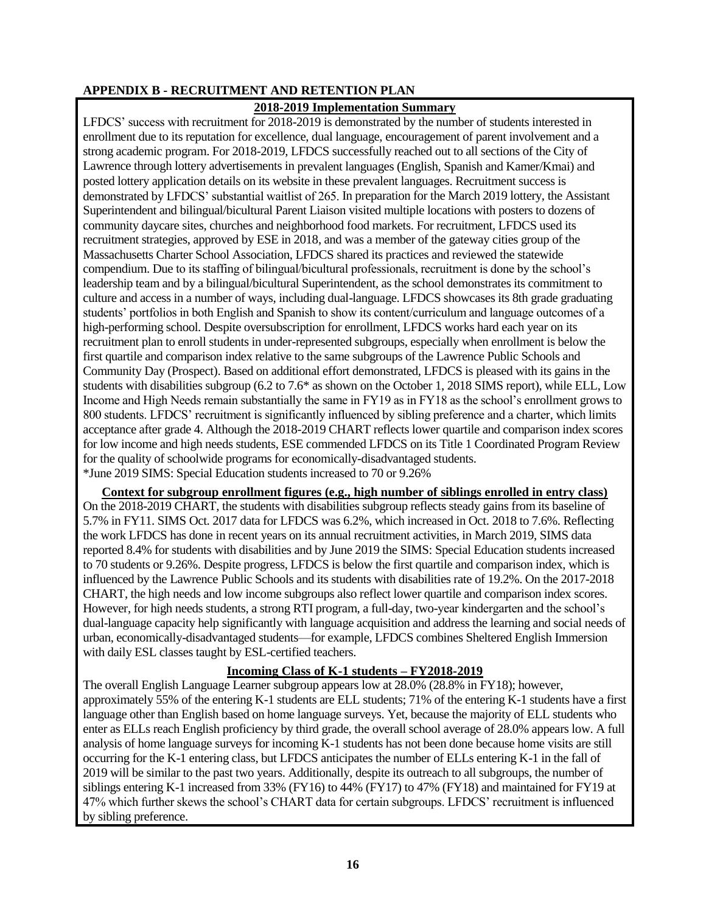## APPENDIX B - RECRUITMENT AND RETENTION PLAN

### 2018-2019 Implementation Summary

LFDCS' success with recruitment for 2018-2019 is demonstrated by the number of students interested in enrollment due to its reputation for excellence, dual language, encouragement of parent involvement and a strong academic program. For 2018-2019, LFDCS successfully reached out to all sections of the City of Lawrence through lottery advertisements in prevalent languages (English, Spanish and Kamer/Kmai) and posted lottery application details on its website in these prevalent languages. Recruitment success is demonstrated by LFDCS' substantial waitlist of 265. In preparation for the March 2019 lottery, the Assistant Superintendent and bilingual/bicultural Parent Liaison visited multiple locations with posters to dozens of community daycare sites, churches and neighborhood food markets. For recruitment, LFDCS used its recruitment strategies, approved by ESE in 2018, and was a member of the gateway cities group of the Massachusetts Charter School Association, LFDCS shared its practices and reviewed the statewide compendium. Due to its staffing of bilingual/bicultural professionals, recruitment is done by the school's leadership team and by a bilingual/bicultural Superintendent, as the school demonstrates its commitment to culture and access in a number of ways, including dual-language. LFDCS showcases its 8th grade graduating students' portfolios in both English and Spanish to show its content/curriculum and language outcomes of a high-performing school. Despite oversubscription for enrollment, LFDCS works hard each year on its recruitment plan to enroll students in under-represented subgroups, especially when enrollment is below the first quartile and comparison index relative to the same subgroups of the Lawrence Public Schools and Community Day (Prospect). Based on additional effort demonstrated, LFDCS is pleased with its gains in the students with disabilities subgroup (6.2 to 7.6* as shown on the October 1, 2018 SIMS report), while ELL, Low Income and High Needs remain substantially the same in FY19 as in FY18 as the school's enrollment grows to 800 students. LFDCS' recruitment is significantly influenced by sibling preference and a charter, which limits acceptance after grade 4. Although the 2018-2019 CHART reflects lower quartile and comparison index scores for low income and high needs students, ESE commended LFDCS on its Title 1 Coordinated Program Review for the quality of schoolwide programs for economically-disadvantaged students.
*June 2019 SIMS: Special Education students increased to 70 or 9.26%

### Context for subgroup enrollment figures (e.g., high number of siblings enrolled in entry class)

On the 2018-2019 CHART, the students with disabilities subgroup reflects steady gains from its baseline of 5.7% in FY11. SIMS Oct. 2017 data for LFDCS was 6.2%, which increased in Oct. 2018 to 7.6%. Reflecting the work LFDCS has done in recent years on its annual recruitment activities, in March 2019, SIMS data reported 8.4% for students with disabilities and by June 2019 the SIMS: Special Education students increased to 70 students or 9.26%. Despite progress, LFDCS is below the first quartile and comparison index, which is influenced by the Lawrence Public Schools and its students with disabilities rate of 19.2%. On the 2017-2018 CHART, the high needs and low income subgroups also reflect lower quartile and comparison index scores. However, for high needs students, a strong RTI program, a full-day, two-year kindergarten and the school's dual-language capacity help significantly with language acquisition and address the learning and social needs of urban, economically-disadvantaged students—for example, LFDCS combines Sheltered English Immersion with daily ESL classes taught by ESL-certified teachers.

### Incoming Class of K-1 students – FY2018-2019

The overall English Language Learner subgroup appears low at 28.0% (28.8% in FY18); however, approximately 55% of the entering K-1 students are ELL students; 71% of the entering K-1 students have a first language other than English based on home language surveys. Yet, because the majority of ELL students who enter as ELLs reach English proficiency by third grade, the overall school average of 28.0% appears low. A full analysis of home language surveys for incoming K-1 students has not been done because home visits are still occurring for the K-1 entering class, but LFDCS anticipates the number of ELLs entering K-1 in the fall of 2019 will be similar to the past two years. Additionally, despite its outreach to all subgroups, the number of siblings entering K-1 increased from 33% (FY16) to 44% (FY17) to 47% (FY18) and maintained for FY19 at 47% which further skews the school's CHART data for certain subgroups. LFDCS' recruitment is influenced by sibling preference.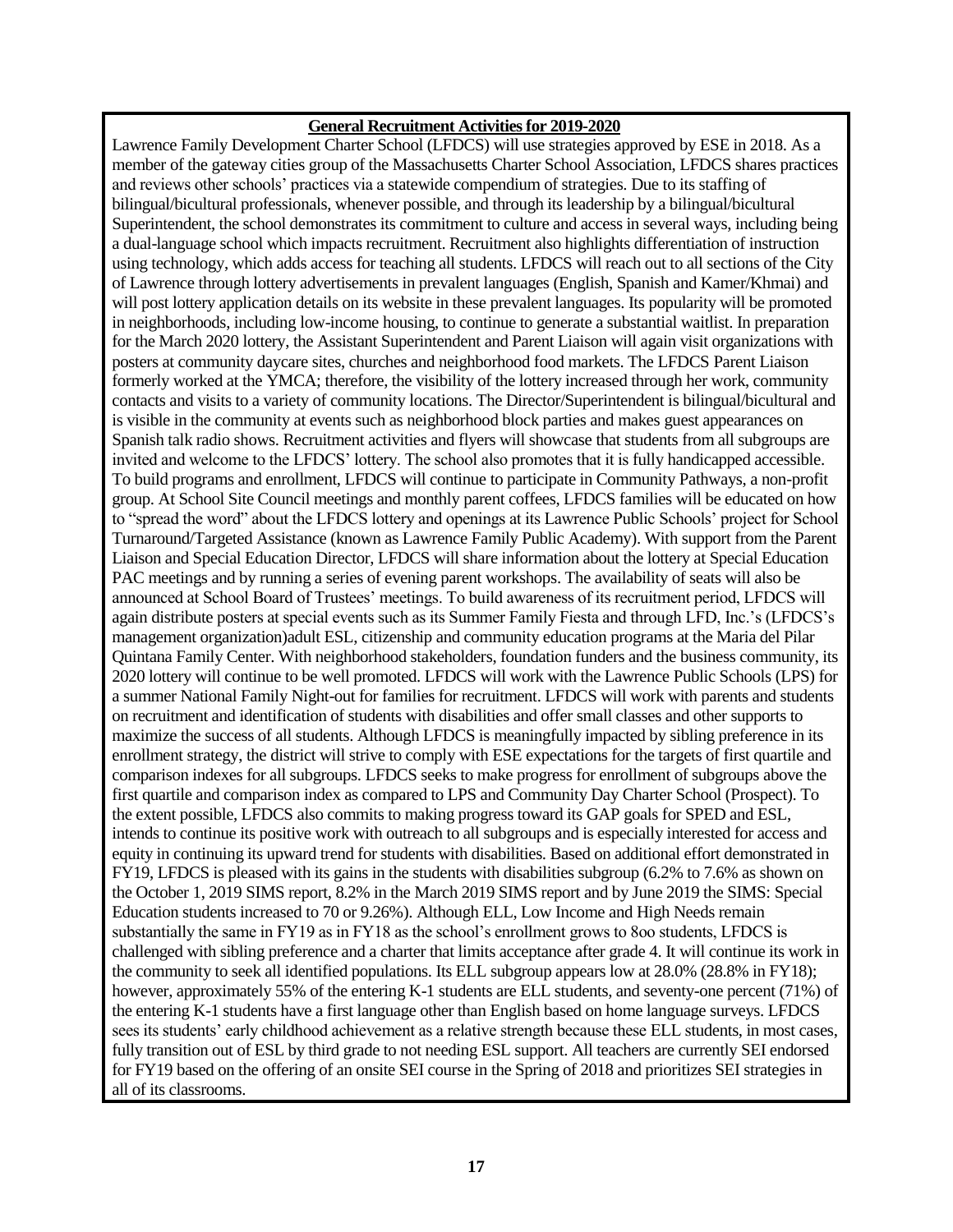**General Recruitment Activities for 2019-2020**

Lawrence Family Development Charter School (LFDCS) will use strategies approved by ESE in 2018. As a member of the gateway cities group of the Massachusetts Charter School Association, LFDCS shares practices and reviews other schools' practices via a statewide compendium of strategies. Due to its staffing of bilingual/bicultural professionals, whenever possible, and through its leadership by a bilingual/bicultural Superintendent, the school demonstrates its commitment to culture and access in several ways, including being a dual-language school which impacts recruitment. Recruitment also highlights differentiation of instruction using technology, which adds access for teaching all students. LFDCS will reach out to all sections of the City of Lawrence through lottery advertisements in prevalent languages (English, Spanish and Kamer/Khmai) and will post lottery application details on its website in these prevalent languages. Its popularity will be promoted in neighborhoods, including low-income housing, to continue to generate a substantial waitlist. In preparation for the March 2020 lottery, the Assistant Superintendent and Parent Liaison will again visit organizations with posters at community daycare sites, churches and neighborhood food markets. The LFDCS Parent Liaison formerly worked at the YMCA; therefore, the visibility of the lottery increased through her work, community contacts and visits to a variety of community locations. The Director/Superintendent is bilingual/bicultural and is visible in the community at events such as neighborhood block parties and makes guest appearances on Spanish talk radio shows. Recruitment activities and flyers will showcase that students from all subgroups are invited and welcome to the LFDCS' lottery. The school also promotes that it is fully handicapped accessible. To build programs and enrollment, LFDCS will continue to participate in Community Pathways, a non-profit group. At School Site Council meetings and monthly parent coffees, LFDCS families will be educated on how to "spread the word" about the LFDCS lottery and openings at its Lawrence Public Schools' project for School Turnaround/Targeted Assistance (known as Lawrence Family Public Academy). With support from the Parent Liaison and Special Education Director, LFDCS will share information about the lottery at Special Education PAC meetings and by running a series of evening parent workshops. The availability of seats will also be announced at School Board of Trustees' meetings. To build awareness of its recruitment period, LFDCS will again distribute posters at special events such as its Summer Family Fiesta and through LFD, Inc.'s (LFDCS's management organization)adult ESL, citizenship and community education programs at the Maria del Pilar Quintana Family Center. With neighborhood stakeholders, foundation funders and the business community, its 2020 lottery will continue to be well promoted. LFDCS will work with the Lawrence Public Schools (LPS) for a summer National Family Night-out for families for recruitment. LFDCS will work with parents and students on recruitment and identification of students with disabilities and offer small classes and other supports to maximize the success of all students. Although LFDCS is meaningfully impacted by sibling preference in its enrollment strategy, the district will strive to comply with ESE expectations for the targets of first quartile and comparison indexes for all subgroups. LFDCS seeks to make progress for enrollment of subgroups above the first quartile and comparison index as compared to LPS and Community Day Charter School (Prospect). To the extent possible, LFDCS also commits to making progress toward its GAP goals for SPED and ESL, intends to continue its positive work with outreach to all subgroups and is especially interested for access and equity in continuing its upward trend for students with disabilities. Based on additional effort demonstrated in FY19, LFDCS is pleased with its gains in the students with disabilities subgroup (6.2% to 7.6% as shown on the October 1, 2019 SIMS report, 8.2% in the March 2019 SIMS report and by June 2019 the SIMS: Special Education students increased to 70 or 9.26%). Although ELL, Low Income and High Needs remain substantially the same in FY19 as in FY18 as the school's enrollment grows to 8oo students, LFDCS is challenged with sibling preference and a charter that limits acceptance after grade 4. It will continue its work in the community to seek all identified populations. Its ELL subgroup appears low at 28.0% (28.8% in FY18); however, approximately 55% of the entering K-1 students are ELL students, and seventy-one percent (71%) of the entering K-1 students have a first language other than English based on home language surveys. LFDCS sees its students' early childhood achievement as a relative strength because these ELL students, in most cases, fully transition out of ESL by third grade to not needing ESL support. All teachers are currently SEI endorsed for FY19 based on the offering of an onsite SEI course in the Spring of 2018 and prioritizes SEI strategies in all of its classrooms.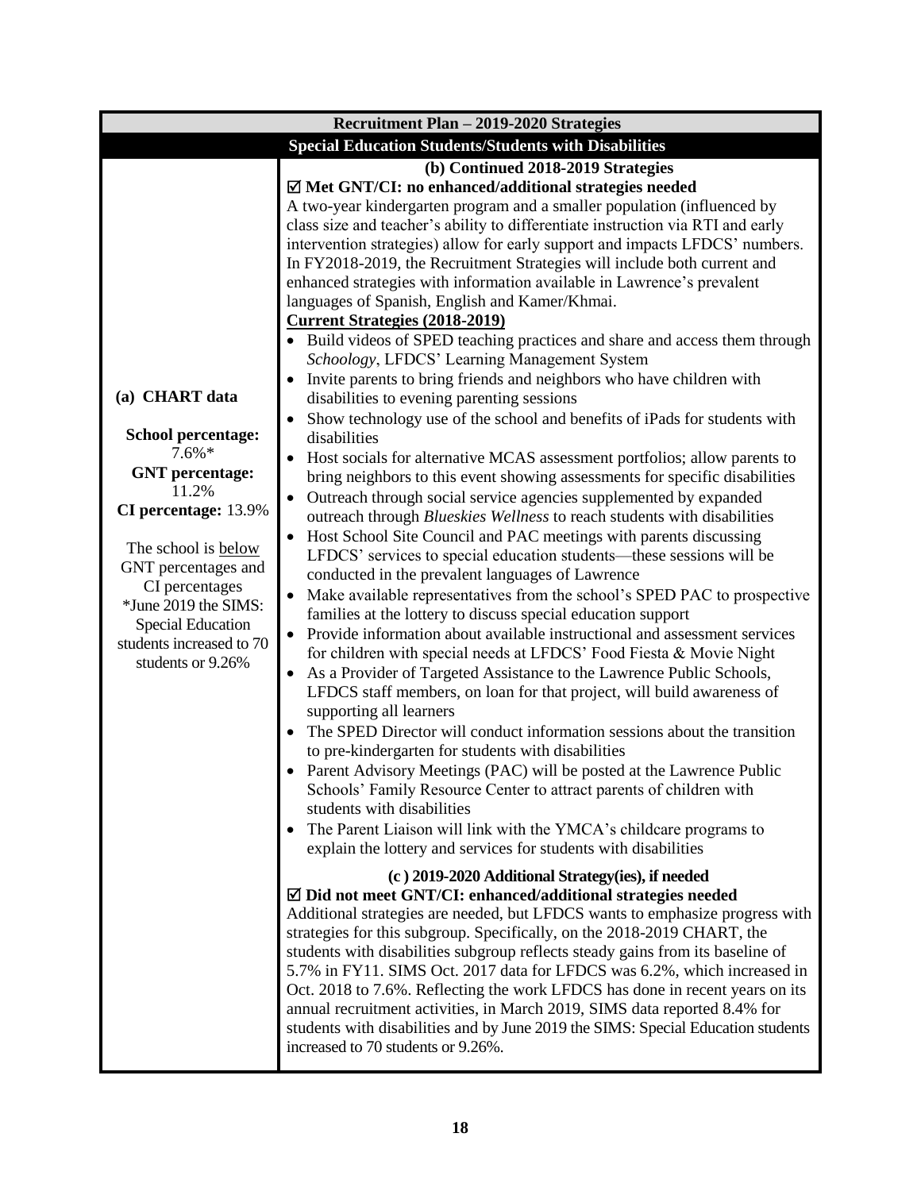| Recruitment Plan – 2019-2020 Strategies | |
|---|---|
| **Special Education Students/Students with Disabilities** | |
| **(a) CHART data**<br><br>**School percentage:** 7.6%*<br>**GNT percentage:** 11.2%<br>**CI percentage:** 13.9%<br><br>The school is below GNT percentages and CI percentages<br>*June 2019 the SIMS: Special Education students increased to 70 students or 9.26% | **(b) Continued 2018-2019 Strategies**<br>☑ **Met GNT/CI: no enhanced/additional strategies needed**<br>A two-year kindergarten program and a smaller population (influenced by class size and teacher's ability to differentiate instruction via RTI and early intervention strategies) allow for early support and impacts LFDCS' numbers. In FY2018-2019, the Recruitment Strategies will include both current and enhanced strategies with information available in Lawrence's prevalent languages of Spanish, English and Kamer/Khmai.<br>**Current Strategies (2018-2019)**<br>• Build videos of SPED teaching practices and share and access them through *Schoology*, LFDCS' Learning Management System<br>• Invite parents to bring friends and neighbors who have children with disabilities to evening parenting sessions<br>• Show technology use of the school and benefits of iPads for students with disabilities<br>• Host socials for alternative MCAS assessment portfolios; allow parents to bring neighbors to this event showing assessments for specific disabilities<br>• Outreach through social service agencies supplemented by expanded outreach through *Blueskies Wellness* to reach students with disabilities<br>• Host School Site Council and PAC meetings with parents discussing LFDCS' services to special education students—these sessions will be conducted in the prevalent languages of Lawrence<br>• Make available representatives from the school's SPED PAC to prospective families at the lottery to discuss special education support<br>• Provide information about available instructional and assessment services for children with special needs at LFDCS' Food Fiesta & Movie Night<br>• As a Provider of Targeted Assistance to the Lawrence Public Schools, LFDCS staff members, on loan for that project, will build awareness of supporting all learners<br>• The SPED Director will conduct information sessions about the transition to pre-kindergarten for students with disabilities<br>• Parent Advisory Meetings (PAC) will be posted at the Lawrence Public Schools' Family Resource Center to attract parents of children with students with disabilities<br>• The Parent Liaison will link with the YMCA's childcare programs to explain the lottery and services for students with disabilities<br><br>**(c ) 2019-2020 Additional Strategy(ies), if needed**<br>☑ **Did not meet GNT/CI: enhanced/additional strategies needed**<br>Additional strategies are needed, but LFDCS wants to emphasize progress with strategies for this subgroup. Specifically, on the 2018-2019 CHART, the students with disabilities subgroup reflects steady gains from its baseline of 5.7% in FY11. SIMS Oct. 2017 data for LFDCS was 6.2%, which increased in Oct. 2018 to 7.6%. Reflecting the work LFDCS has done in recent years on its annual recruitment activities, in March 2019, SIMS data reported 8.4% for students with disabilities and by June 2019 the SIMS: Special Education students increased to 70 students or 9.26%. |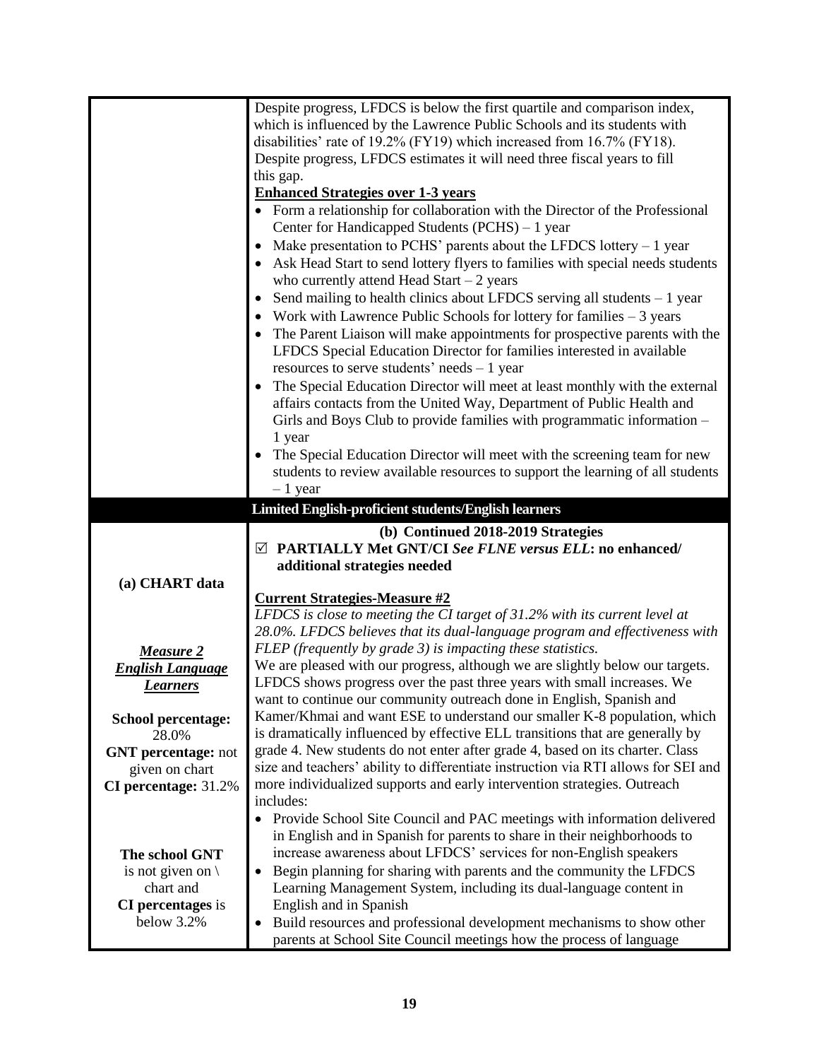| | Despite progress, LFDCS is below the first quartile and comparison index, which is influenced by the Lawrence Public Schools and its students with disabilities' rate of 19.2% (FY19) which increased from 16.7% (FY18). Despite progress, LFDCS estimates it will need three fiscal years to fill this gap.<br><br>**Enhanced Strategies over 1-3 years**<br>• Form a relationship for collaboration with the Director of the Professional Center for Handicapped Students (PCHS) – 1 year<br>• Make presentation to PCHS' parents about the LFDCS lottery – 1 year<br>• Ask Head Start to send lottery flyers to families with special needs students who currently attend Head Start – 2 years<br>• Send mailing to health clinics about LFDCS serving all students – 1 year<br>• Work with Lawrence Public Schools for lottery for families – 3 years<br>• The Parent Liaison will make appointments for prospective parents with the LFDCS Special Education Director for families interested in available resources to serve students' needs – 1 year<br>• The Special Education Director will meet at least monthly with the external affairs contacts from the United Way, Department of Public Health and Girls and Boys Club to provide families with programmatic information – 1 year<br>• The Special Education Director will meet with the screening team for new students to review available resources to support the learning of all students – 1 year |
|---|---|
| **Limited English-proficient students/English learners** | |
| **(a) CHART data**<br><br>***Measure 2 English Language Learners***<br><br>**School percentage:** 28.0%<br>**GNT percentage:** not given on chart<br>**CI percentage:** 31.2%<br><br>**The school GNT** is not given on \ chart and **CI percentages** is below 3.2% | **(b) Continued 2018-2019 Strategies**<br>☑ **PARTIALLY Met GNT/CI** ***See FLNE versus ELL*****: no enhanced/ additional strategies needed**<br><br>**Current Strategies-Measure #2**<br>*LFDCS is close to meeting the CI target of 31.2% with its current level at 28.0%. LFDCS believes that its dual-language program and effectiveness with FLEP (frequently by grade 3) is impacting these statistics.*<br>We are pleased with our progress, although we are slightly below our targets. LFDCS shows progress over the past three years with small increases. We want to continue our community outreach done in English, Spanish and Kamer/Khmai and want ESE to understand our smaller K-8 population, which is dramatically influenced by effective ELL transitions that are generally by grade 4. New students do not enter after grade 4, based on its charter. Class size and teachers' ability to differentiate instruction via RTI allows for SEI and more individualized supports and early intervention strategies. Outreach includes:<br>• Provide School Site Council and PAC meetings with information delivered in English and in Spanish for parents to share in their neighborhoods to increase awareness about LFDCS' services for non-English speakers<br>• Begin planning for sharing with parents and the community the LFDCS Learning Management System, including its dual-language content in English and in Spanish<br>• Build resources and professional development mechanisms to show other parents at School Site Council meetings how the process of language |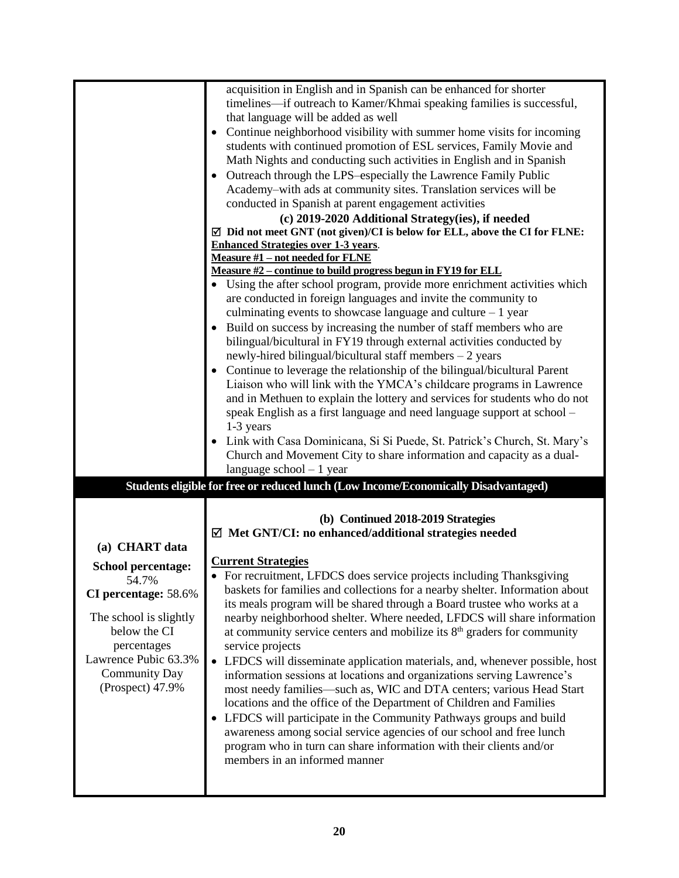| | |
|---|---|
| | acquisition in English and in Spanish can be enhanced for shorter timelines—if outreach to Kamer/Khmai speaking families is successful, that language will be added as well<br>• Continue neighborhood visibility with summer home visits for incoming students with continued promotion of ESL services, Family Movie and Math Nights and conducting such activities in English and in Spanish<br>• Outreach through the LPS–especially the Lawrence Family Public Academy–with ads at community sites. Translation services will be conducted in Spanish at parent engagement activities<br>**(c) 2019-2020 Additional Strategy(ies), if needed**<br>☑ **Did not meet GNT (not given)/CI is below for ELL, above the CI for FLNE: Enhanced Strategies over 1-3 years**.<br>**Measure #1 – not needed for FLNE**<br>**Measure #2 – continue to build progress begun in FY19 for ELL**<br>• Using the after school program, provide more enrichment activities which are conducted in foreign languages and invite the community to culminating events to showcase language and culture – 1 year<br>• Build on success by increasing the number of staff members who are bilingual/bicultural in FY19 through external activities conducted by newly-hired bilingual/bicultural staff members – 2 years<br>• Continue to leverage the relationship of the bilingual/bicultural Parent Liaison who will link with the YMCA's childcare programs in Lawrence and in Methuen to explain the lottery and services for students who do not speak English as a first language and need language support at school – 1-3 years<br>• Link with Casa Dominicana, Si Si Puede, St. Patrick's Church, St. Mary's Church and Movement City to share information and capacity as a dual-language school – 1 year |
| **Students eligible for free or reduced lunch (Low Income/Economically Disadvantaged)** | |
| **(a) CHART data**<br>**School percentage:** 54.7%<br>**CI percentage:** 58.6%<br>The school is slightly below the CI percentages Lawrence Pubic 63.3% Community Day (Prospect) 47.9% | **(b) Continued 2018-2019 Strategies**<br>☑ **Met GNT/CI: no enhanced/additional strategies needed**<br>**Current Strategies**<br>• For recruitment, LFDCS does service projects including Thanksgiving baskets for families and collections for a nearby shelter. Information about its meals program will be shared through a Board trustee who works at a nearby neighborhood shelter. Where needed, LFDCS will share information at community service centers and mobilize its 8th graders for community service projects<br>• LFDCS will disseminate application materials, and, whenever possible, host information sessions at locations and organizations serving Lawrence's most needy families—such as, WIC and DTA centers; various Head Start locations and the office of the Department of Children and Families<br>• LFDCS will participate in the Community Pathways groups and build awareness among social service agencies of our school and free lunch program who in turn can share information with their clients and/or members in an informed manner |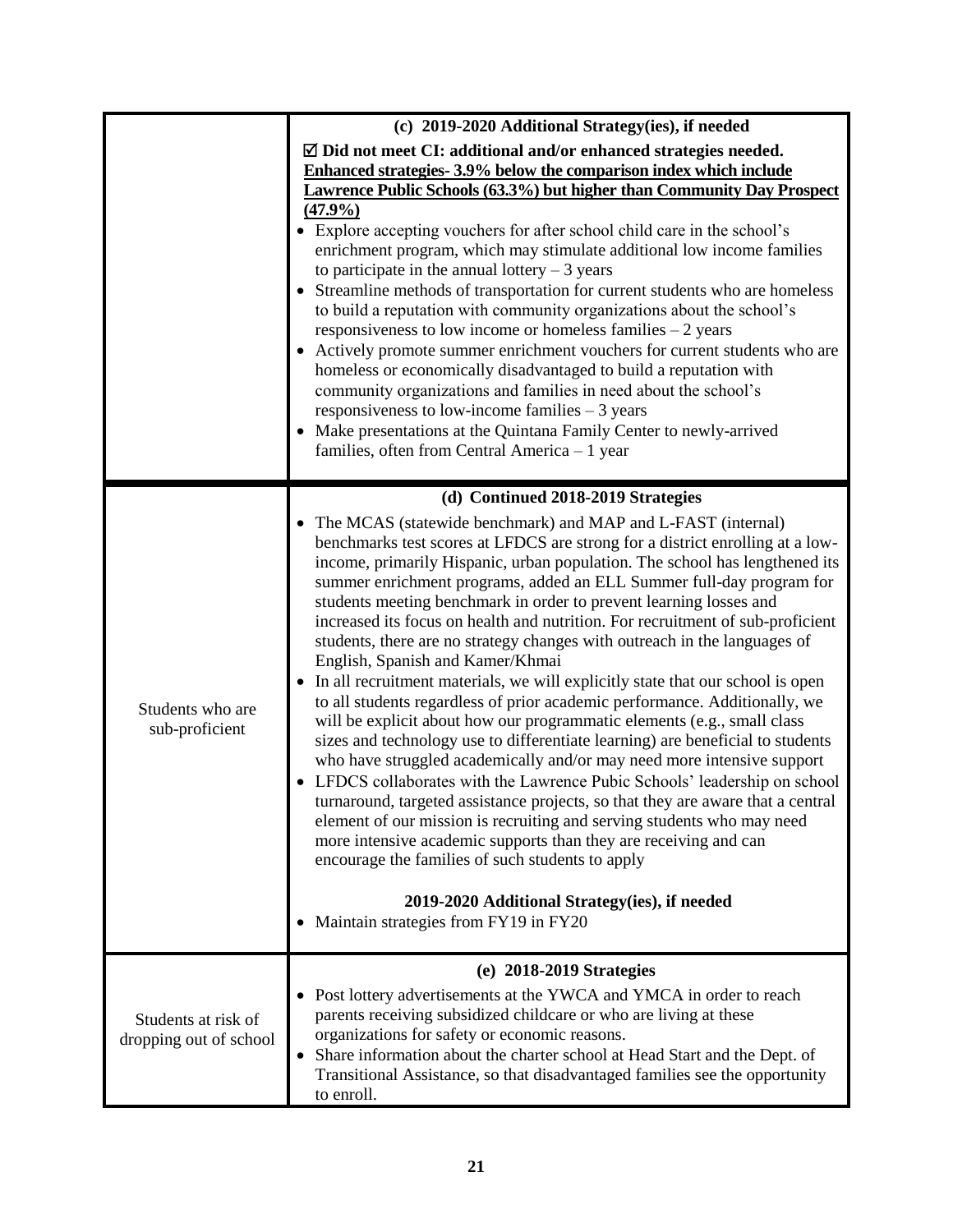| | |
|---|---|
| | **(c) 2019-2020 Additional Strategy(ies), if needed**<br>☑ **Did not meet CI: additional and/or enhanced strategies needed. <u>Enhanced strategies- 3.9% below the comparison index which include Lawrence Public Schools (63.3%) but higher than Community Day Prospect (47.9%)</u>**<br>• Explore accepting vouchers for after school child care in the school's enrichment program, which may stimulate additional low income families to participate in the annual lottery – 3 years<br>• Streamline methods of transportation for current students who are homeless to build a reputation with community organizations about the school's responsiveness to low income or homeless families – 2 years<br>• Actively promote summer enrichment vouchers for current students who are homeless or economically disadvantaged to build a reputation with community organizations and families in need about the school's responsiveness to low-income families – 3 years<br>• Make presentations at the Quintana Family Center to newly-arrived families, often from Central America – 1 year |
| Students who are sub-proficient | **(d) Continued 2018-2019 Strategies**<br>• The MCAS (statewide benchmark) and MAP and L-FAST (internal) benchmarks test scores at LFDCS are strong for a district enrolling at a low-income, primarily Hispanic, urban population. The school has lengthened its summer enrichment programs, added an ELL Summer full-day program for students meeting benchmark in order to prevent learning losses and increased its focus on health and nutrition. For recruitment of sub-proficient students, there are no strategy changes with outreach in the languages of English, Spanish and Kamer/Khmai<br>• In all recruitment materials, we will explicitly state that our school is open to all students regardless of prior academic performance. Additionally, we will be explicit about how our programmatic elements (e.g., small class sizes and technology use to differentiate learning) are beneficial to students who have struggled academically and/or may need more intensive support<br>• LFDCS collaborates with the Lawrence Pubic Schools' leadership on school turnaround, targeted assistance projects, so that they are aware that a central element of our mission is recruiting and serving students who may need more intensive academic supports than they are receiving and can encourage the families of such students to apply<br><br>**2019-2020 Additional Strategy(ies), if needed**<br>• Maintain strategies from FY19 in FY20 |
| Students at risk of dropping out of school | **(e) 2018-2019 Strategies**<br>• Post lottery advertisements at the YWCA and YMCA in order to reach parents receiving subsidized childcare or who are living at these organizations for safety or economic reasons.<br>• Share information about the charter school at Head Start and the Dept. of Transitional Assistance, so that disadvantaged families see the opportunity to enroll. |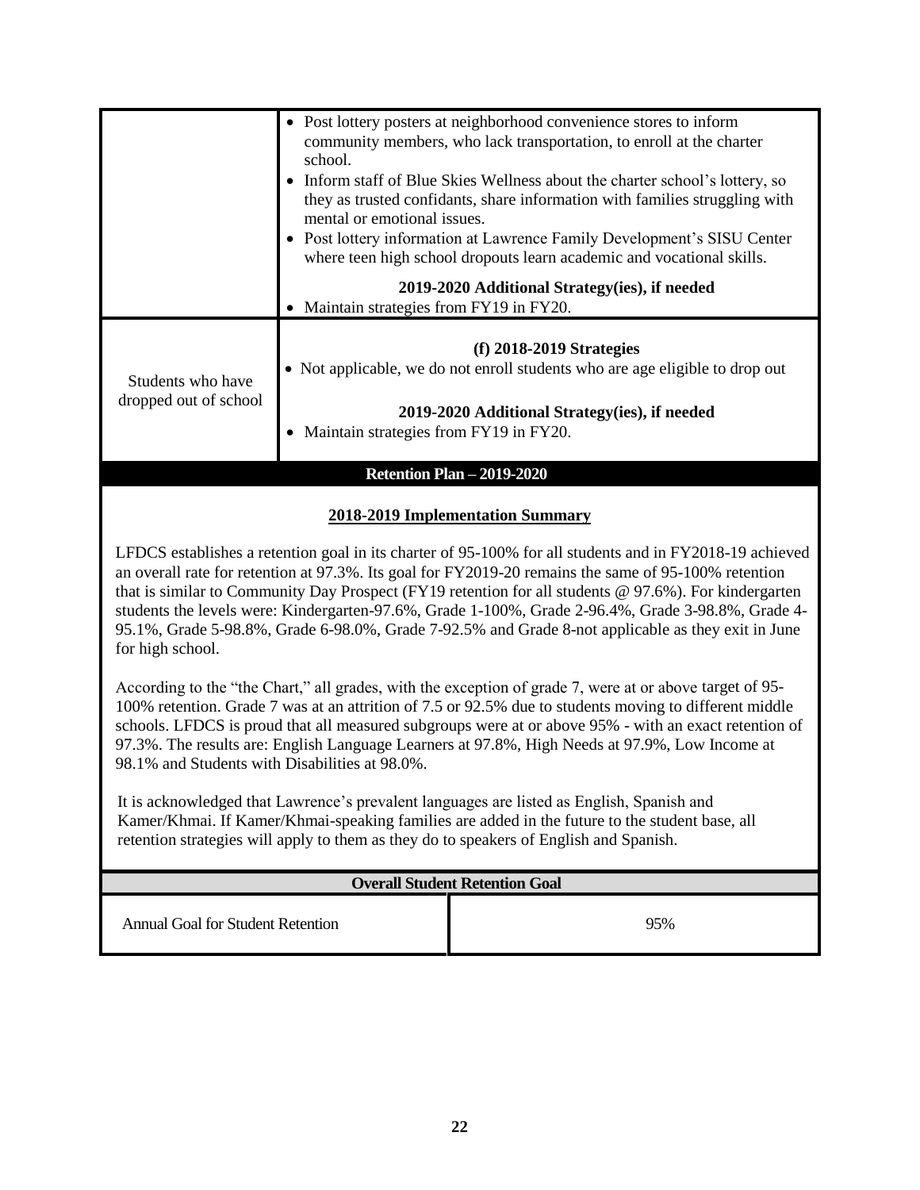| | |
|---|---|
| | • Post lottery posters at neighborhood convenience stores to inform community members, who lack transportation, to enroll at the charter school.<br>• Inform staff of Blue Skies Wellness about the charter school's lottery, so they as trusted confidants, share information with families struggling with mental or emotional issues.<br>• Post lottery information at Lawrence Family Development's SISU Center where teen high school dropouts learn academic and vocational skills.<br><br>**2019-2020 Additional Strategy(ies), if needed**<br>• Maintain strategies from FY19 in FY20. |
| Students who have dropped out of school | **(f) 2018-2019 Strategies**<br>• Not applicable, we do not enroll students who are age eligible to drop out<br><br>**2019-2020 Additional Strategy(ies), if needed**<br>• Maintain strategies from FY19 in FY20. |

## Retention Plan – 2019-2020

### 2018-2019 Implementation Summary

LFDCS establishes a retention goal in its charter of 95-100% for all students and in FY2018-19 achieved an overall rate for retention at 97.3%. Its goal for FY2019-20 remains the same of 95-100% retention that is similar to Community Day Prospect (FY19 retention for all students @ 97.6%). For kindergarten students the levels were: Kindergarten-97.6%, Grade 1-100%, Grade 2-96.4%, Grade 3-98.8%, Grade 4-95.1%, Grade 5-98.8%, Grade 6-98.0%, Grade 7-92.5% and Grade 8-not applicable as they exit in June for high school.

According to the "the Chart," all grades, with the exception of grade 7, were at or above target of 95-100% retention. Grade 7 was at an attrition of 7.5 or 92.5% due to students moving to different middle schools. LFDCS is proud that all measured subgroups were at or above 95% - with an exact retention of 97.3%. The results are: English Language Learners at 97.8%, High Needs at 97.9%, Low Income at 98.1% and Students with Disabilities at 98.0%.

It is acknowledged that Lawrence's prevalent languages are listed as English, Spanish and Kamer/Khmai. If Kamer/Khmai-speaking families are added in the future to the student base, all retention strategies will apply to them as they do to speakers of English and Spanish.

| Overall Student Retention Goal | |
|---|---|
| Annual Goal for Student Retention | 95% |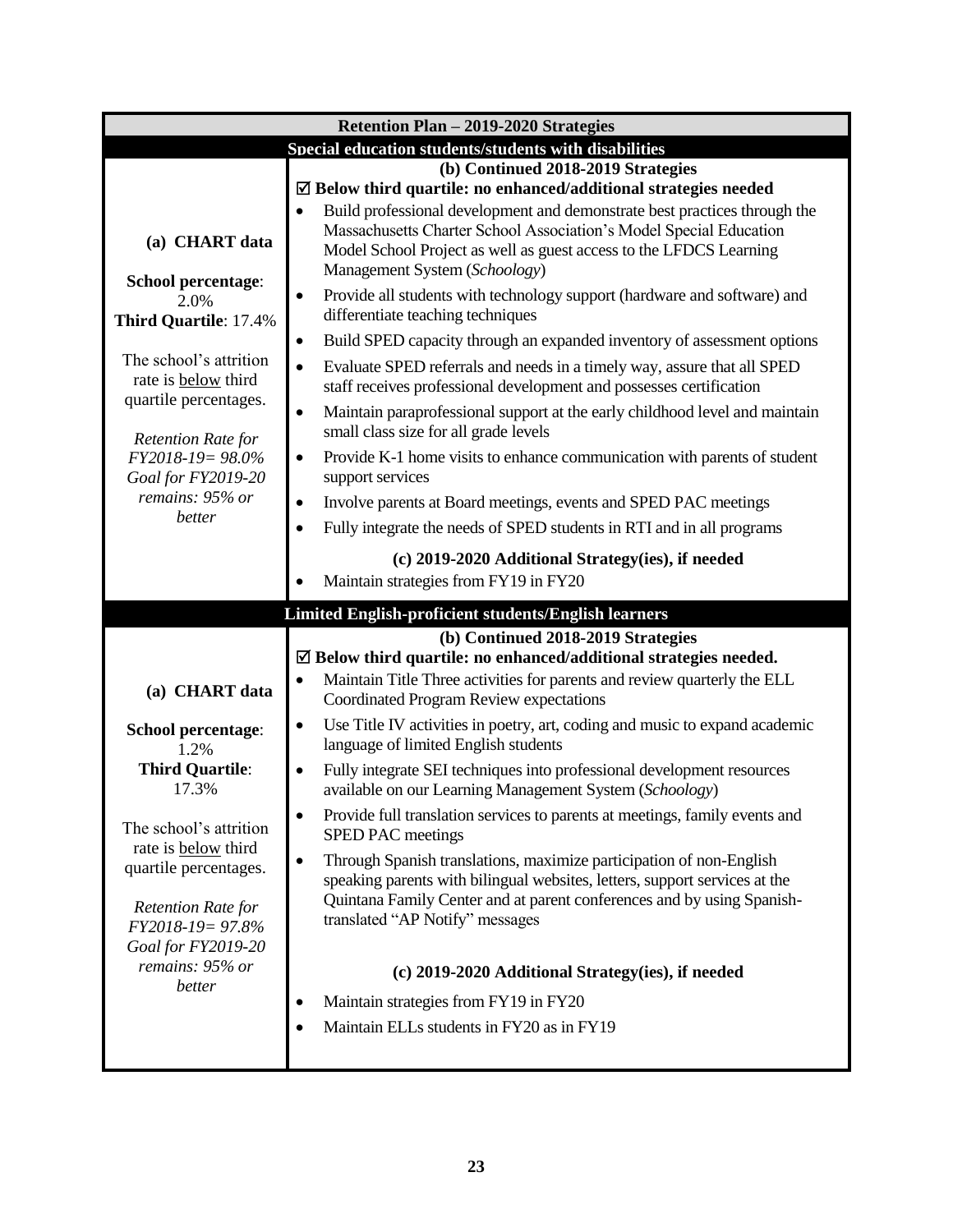| Retention Plan – 2019-2020 Strategies | |
|---|---|
| **Special education students/students with disabilities** | |
| **(a) CHART data**<br><br>**School percentage**: 2.0%<br>**Third Quartile**: 17.4%<br><br>The school's attrition rate is <u>below</u> third quartile percentages.<br><br>*Retention Rate for FY2018-19= 98.0%*<br>*Goal for FY2019-20 remains: 95% or better* | **(b) Continued 2018-2019 Strategies**<br>☑ **Below third quartile: no enhanced/additional strategies needed**<br>• Build professional development and demonstrate best practices through the Massachusetts Charter School Association's Model Special Education Model School Project as well as guest access to the LFDCS Learning Management System (*Schoology*)<br>• Provide all students with technology support (hardware and software) and differentiate teaching techniques<br>• Build SPED capacity through an expanded inventory of assessment options<br>• Evaluate SPED referrals and needs in a timely way, assure that all SPED staff receives professional development and possesses certification<br>• Maintain paraprofessional support at the early childhood level and maintain small class size for all grade levels<br>• Provide K-1 home visits to enhance communication with parents of student support services<br>• Involve parents at Board meetings, events and SPED PAC meetings<br>• Fully integrate the needs of SPED students in RTI and in all programs<br><br>**(c) 2019-2020 Additional Strategy(ies), if needed**<br>• Maintain strategies from FY19 in FY20 |
| **Limited English-proficient students/English learners** | |
| **(a) CHART data**<br><br>**School percentage**: 1.2%<br>**Third Quartile**: 17.3%<br><br>The school's attrition rate is <u>below</u> third quartile percentages.<br><br>*Retention Rate for FY2018-19= 97.8%*<br>*Goal for FY2019-20 remains: 95% or better* | **(b) Continued 2018-2019 Strategies**<br>☑ **Below third quartile: no enhanced/additional strategies needed.**<br>• Maintain Title Three activities for parents and review quarterly the ELL Coordinated Program Review expectations<br>• Use Title IV activities in poetry, art, coding and music to expand academic language of limited English students<br>• Fully integrate SEI techniques into professional development resources available on our Learning Management System (*Schoology*)<br>• Provide full translation services to parents at meetings, family events and SPED PAC meetings<br>• Through Spanish translations, maximize participation of non-English speaking parents with bilingual websites, letters, support services at the Quintana Family Center and at parent conferences and by using Spanish-translated "AP Notify" messages<br><br>**(c) 2019-2020 Additional Strategy(ies), if needed**<br>• Maintain strategies from FY19 in FY20<br>• Maintain ELLs students in FY20 as in FY19 |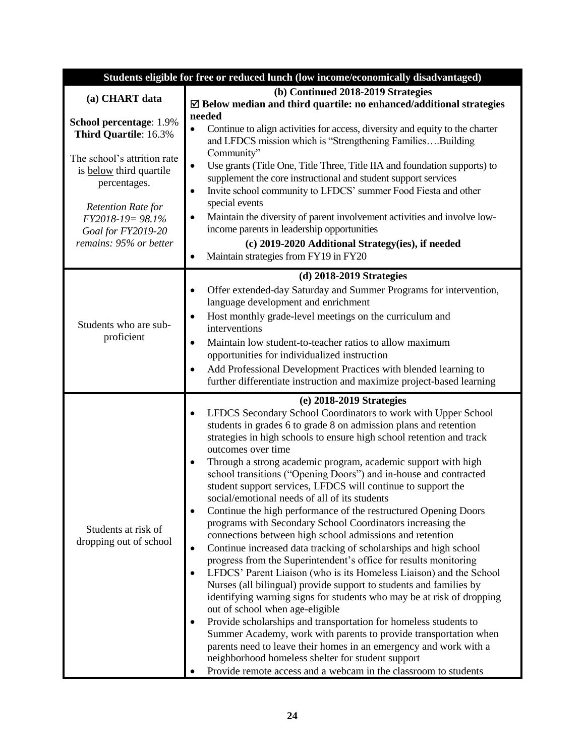| Students eligible for free or reduced lunch (low income/economically disadvantaged) | |
|---|---|
| **(a) CHART data**<br><br>**School percentage**: 1.9%<br>**Third Quartile**: 16.3%<br><br>The school's attrition rate is below third quartile percentages.<br><br>*Retention Rate for FY2018-19= 98.1%*<br>*Goal for FY2019-20 remains: 95% or better* | **(b) Continued 2018-2019 Strategies**<br>☑ **Below median and third quartile: no enhanced/additional strategies needed**<br>• Continue to align activities for access, diversity and equity to the charter and LFDCS mission which is "Strengthening Families….Building Community"<br>• Use grants (Title One, Title Three, Title IIA and foundation supports) to supplement the core instructional and student support services<br>• Invite school community to LFDCS' summer Food Fiesta and other special events<br>• Maintain the diversity of parent involvement activities and involve low-income parents in leadership opportunities<br>**(c) 2019-2020 Additional Strategy(ies), if needed**<br>• Maintain strategies from FY19 in FY20 |
| Students who are sub-proficient | **(d) 2018-2019 Strategies**<br>• Offer extended-day Saturday and Summer Programs for intervention, language development and enrichment<br>• Host monthly grade-level meetings on the curriculum and interventions<br>• Maintain low student-to-teacher ratios to allow maximum opportunities for individualized instruction<br>• Add Professional Development Practices with blended learning to further differentiate instruction and maximize project-based learning |
| Students at risk of dropping out of school | **(e) 2018-2019 Strategies**<br>• LFDCS Secondary School Coordinators to work with Upper School students in grades 6 to grade 8 on admission plans and retention strategies in high schools to ensure high school retention and track outcomes over time<br>• Through a strong academic program, academic support with high school transitions ("Opening Doors") and in-house and contracted student support services, LFDCS will continue to support the social/emotional needs of all of its students<br>• Continue the high performance of the restructured Opening Doors programs with Secondary School Coordinators increasing the connections between high school admissions and retention<br>• Continue increased data tracking of scholarships and high school progress from the Superintendent's office for results monitoring<br>• LFDCS' Parent Liaison (who is its Homeless Liaison) and the School Nurses (all bilingual) provide support to students and families by identifying warning signs for students who may be at risk of dropping out of school when age-eligible<br>• Provide scholarships and transportation for homeless students to Summer Academy, work with parents to provide transportation when parents need to leave their homes in an emergency and work with a neighborhood homeless shelter for student support<br>• Provide remote access and a webcam in the classroom to students |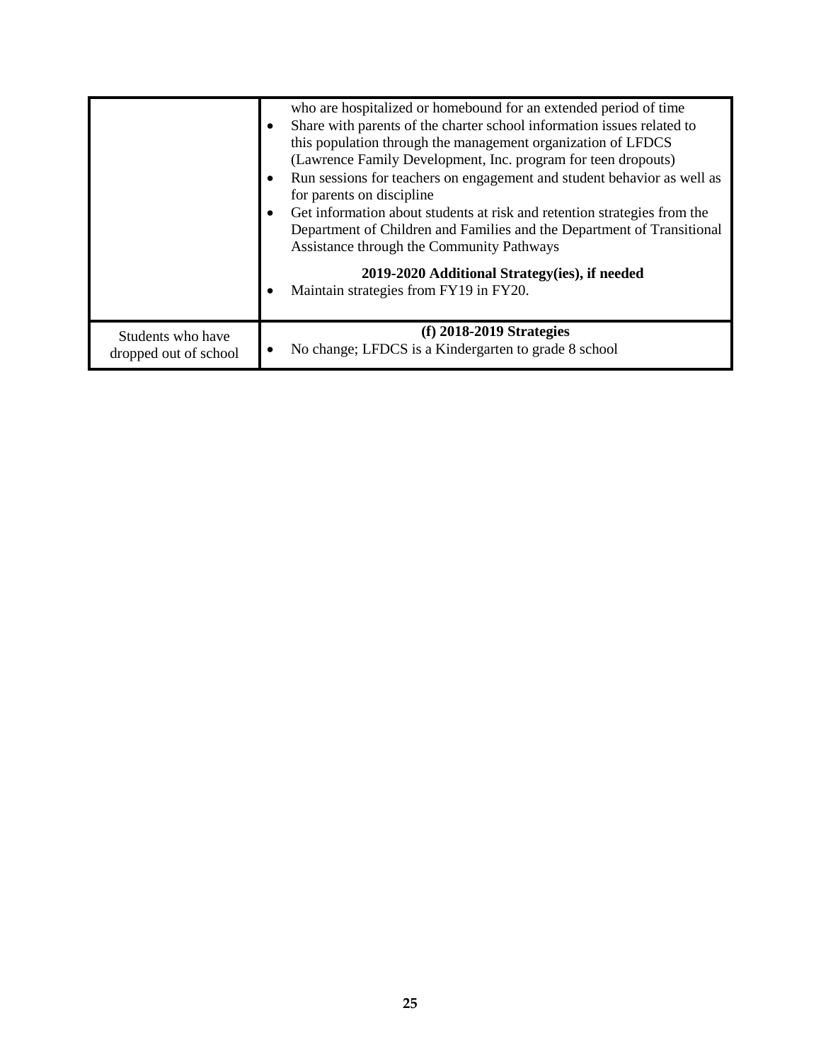| | |
|---|---|
| | who are hospitalized or homebound for an extended period of time<br>• Share with parents of the charter school information issues related to this population through the management organization of LFDCS (Lawrence Family Development, Inc. program for teen dropouts)<br>• Run sessions for teachers on engagement and student behavior as well as for parents on discipline<br>• Get information about students at risk and retention strategies from the Department of Children and Families and the Department of Transitional Assistance through the Community Pathways<br>**2019-2020 Additional Strategy(ies), if needed**<br>• Maintain strategies from FY19 in FY20. |
| Students who have dropped out of school | **(f) 2018-2019 Strategies**<br>• No change; LFDCS is a Kindergarten to grade 8 school |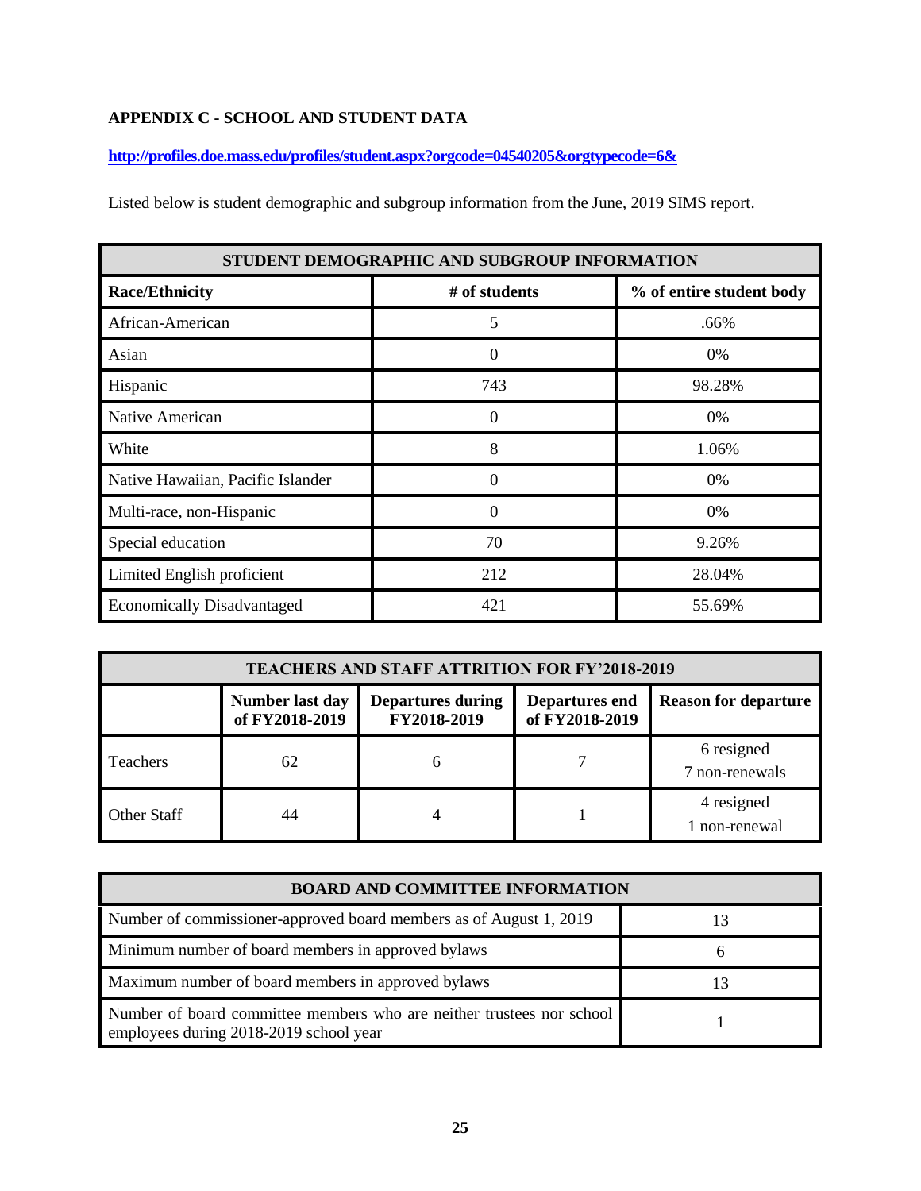**APPENDIX C - SCHOOL AND STUDENT DATA**

[http://profiles.doe.mass.edu/profiles/student.aspx?orgcode=04540205&orgtypecode=6&](http://profiles.doe.mass.edu/profiles/student.aspx?orgcode=04540205&orgtypecode=6&)

Listed below is student demographic and subgroup information from the June, 2019 SIMS report.

| STUDENT DEMOGRAPHIC AND SUBGROUP INFORMATION | | |
|---|---|---|
| **Race/Ethnicity** | **# of students** | **% of entire student body** |
| African-American | 5 | .66% |
| Asian | 0 | 0% |
| Hispanic | 743 | 98.28% |
| Native American | 0 | 0% |
| White | 8 | 1.06% |
| Native Hawaiian, Pacific Islander | 0 | 0% |
| Multi-race, non-Hispanic | 0 | 0% |
| Special education | 70 | 9.26% |
| Limited English proficient | 212 | 28.04% |
| Economically Disadvantaged | 421 | 55.69% |

| TEACHERS AND STAFF ATTRITION FOR FY'2018-2019 | | | | |
|---|---|---|---|---|
| | **Number last day of FY2018-2019** | **Departures during FY2018-2019** | **Departures end of FY2018-2019** | **Reason for departure** |
| Teachers | 62 | 6 | 7 | 6 resigned<br>7 non-renewals |
| Other Staff | 44 | 4 | 1 | 4 resigned<br>1 non-renewal |

| BOARD AND COMMITTEE INFORMATION | |
|---|---|
| Number of commissioner-approved board members as of August 1, 2019 | 13 |
| Minimum number of board members in approved bylaws | 6 |
| Maximum number of board members in approved bylaws | 13 |
| Number of board committee members who are neither trustees nor school employees during 2018-2019 school year | 1 |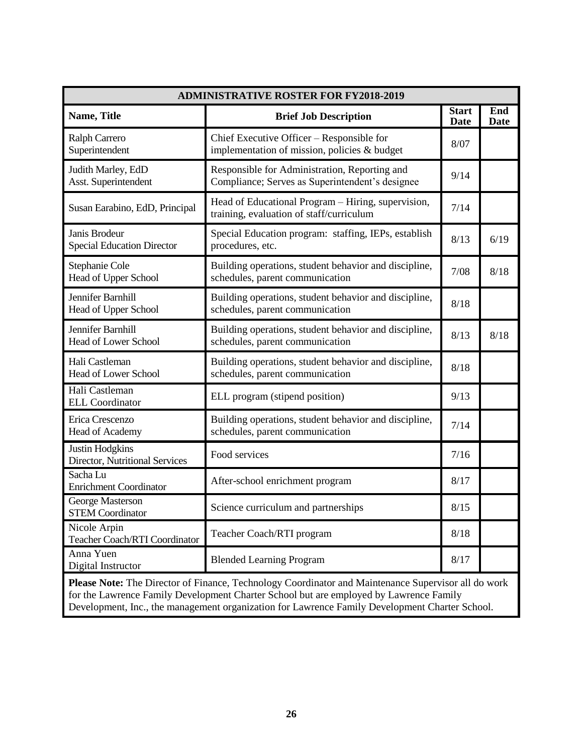| ADMINISTRATIVE ROSTER FOR FY2018-2019 | | | |
|---|---|---|---|
| **Name, Title** | **Brief Job Description** | **Start Date** | **End Date** |
| Ralph Carrero<br>Superintendent | Chief Executive Officer – Responsible for implementation of mission, policies & budget | 8/07 | |
| Judith Marley, EdD<br>Asst. Superintendent | Responsible for Administration, Reporting and Compliance; Serves as Superintendent's designee | 9/14 | |
| Susan Earabino, EdD, Principal | Head of Educational Program – Hiring, supervision, training, evaluation of staff/curriculum | 7/14 | |
| Janis Brodeur<br>Special Education Director | Special Education program: staffing, IEPs, establish procedures, etc. | 8/13 | 6/19 |
| Stephanie Cole<br>Head of Upper School | Building operations, student behavior and discipline, schedules, parent communication | 7/08 | 8/18 |
| Jennifer Barnhill<br>Head of Upper School | Building operations, student behavior and discipline, schedules, parent communication | 8/18 | |
| Jennifer Barnhill<br>Head of Lower School | Building operations, student behavior and discipline, schedules, parent communication | 8/13 | 8/18 |
| Hali Castleman<br>Head of Lower School | Building operations, student behavior and discipline, schedules, parent communication | 8/18 | |
| Hali Castleman<br>ELL Coordinator | ELL program (stipend position) | 9/13 | |
| Erica Crescenzo<br>Head of Academy | Building operations, student behavior and discipline, schedules, parent communication | 7/14 | |
| Justin Hodgkins<br>Director, Nutritional Services | Food services | 7/16 | |
| Sacha Lu<br>Enrichment Coordinator | After-school enrichment program | 8/17 | |
| George Masterson<br>STEM Coordinator | Science curriculum and partnerships | 8/15 | |
| Nicole Arpin<br>Teacher Coach/RTI Coordinator | Teacher Coach/RTI program | 8/18 | |
| Anna Yuen<br>Digital Instructor | Blended Learning Program | 8/17 | |

**Please Note:** The Director of Finance, Technology Coordinator and Maintenance Supervisor all do work for the Lawrence Family Development Charter School but are employed by Lawrence Family Development, Inc., the management organization for Lawrence Family Development Charter School.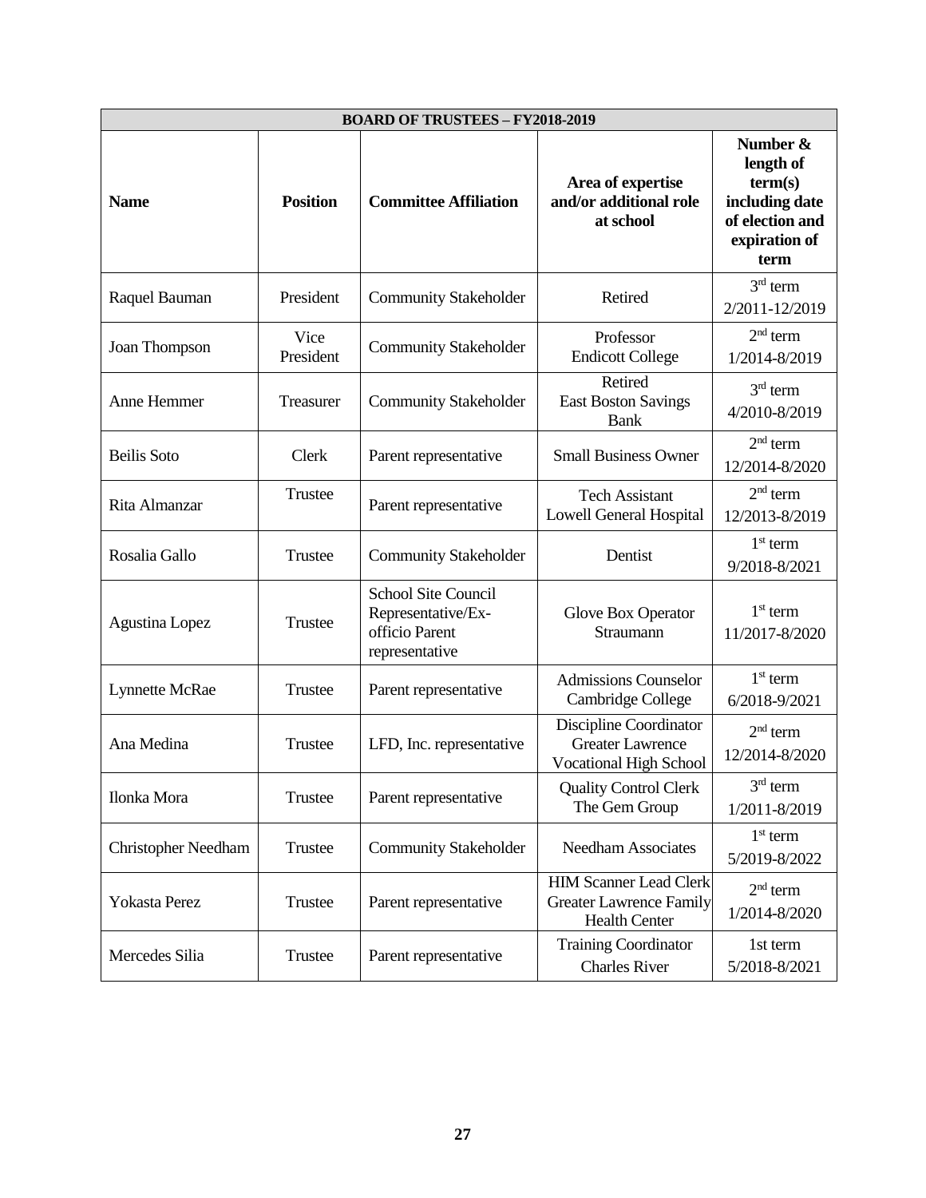| BOARD OF TRUSTEES – FY2018-2019 | | | | |
|---|---|---|---|---|
| **Name** | **Position** | **Committee Affiliation** | **Area of expertise and/or additional role at school** | **Number & length of term(s) including date of election and expiration of term** |
| Raquel Bauman | President | Community Stakeholder | Retired | 3rd term 2/2011-12/2019 |
| Joan Thompson | Vice President | Community Stakeholder | Professor Endicott College | 2nd term 1/2014-8/2019 |
| Anne Hemmer | Treasurer | Community Stakeholder | Retired East Boston Savings Bank | 3rd term 4/2010-8/2019 |
| Beilis Soto | Clerk | Parent representative | Small Business Owner | 2nd term 12/2014-8/2020 |
| Rita Almanzar | Trustee | Parent representative | Tech Assistant Lowell General Hospital | 2nd term 12/2013-8/2019 |
| Rosalia Gallo | Trustee | Community Stakeholder | Dentist | 1st term 9/2018-8/2021 |
| Agustina Lopez | Trustee | School Site Council Representative/Ex-officio Parent representative | Glove Box Operator Straumann | 1st term 11/2017-8/2020 |
| Lynnette McRae | Trustee | Parent representative | Admissions Counselor Cambridge College | 1st term 6/2018-9/2021 |
| Ana Medina | Trustee | LFD, Inc. representative | Discipline Coordinator Greater Lawrence Vocational High School | 2nd term 12/2014-8/2020 |
| Ilonka Mora | Trustee | Parent representative | Quality Control Clerk The Gem Group | 3rd term 1/2011-8/2019 |
| Christopher Needham | Trustee | Community Stakeholder | Needham Associates | 1st term 5/2019-8/2022 |
| Yokasta Perez | Trustee | Parent representative | HIM Scanner Lead Clerk Greater Lawrence Family Health Center | 2nd term 1/2014-8/2020 |
| Mercedes Silia | Trustee | Parent representative | Training Coordinator Charles River | 1st term 5/2018-8/2021 |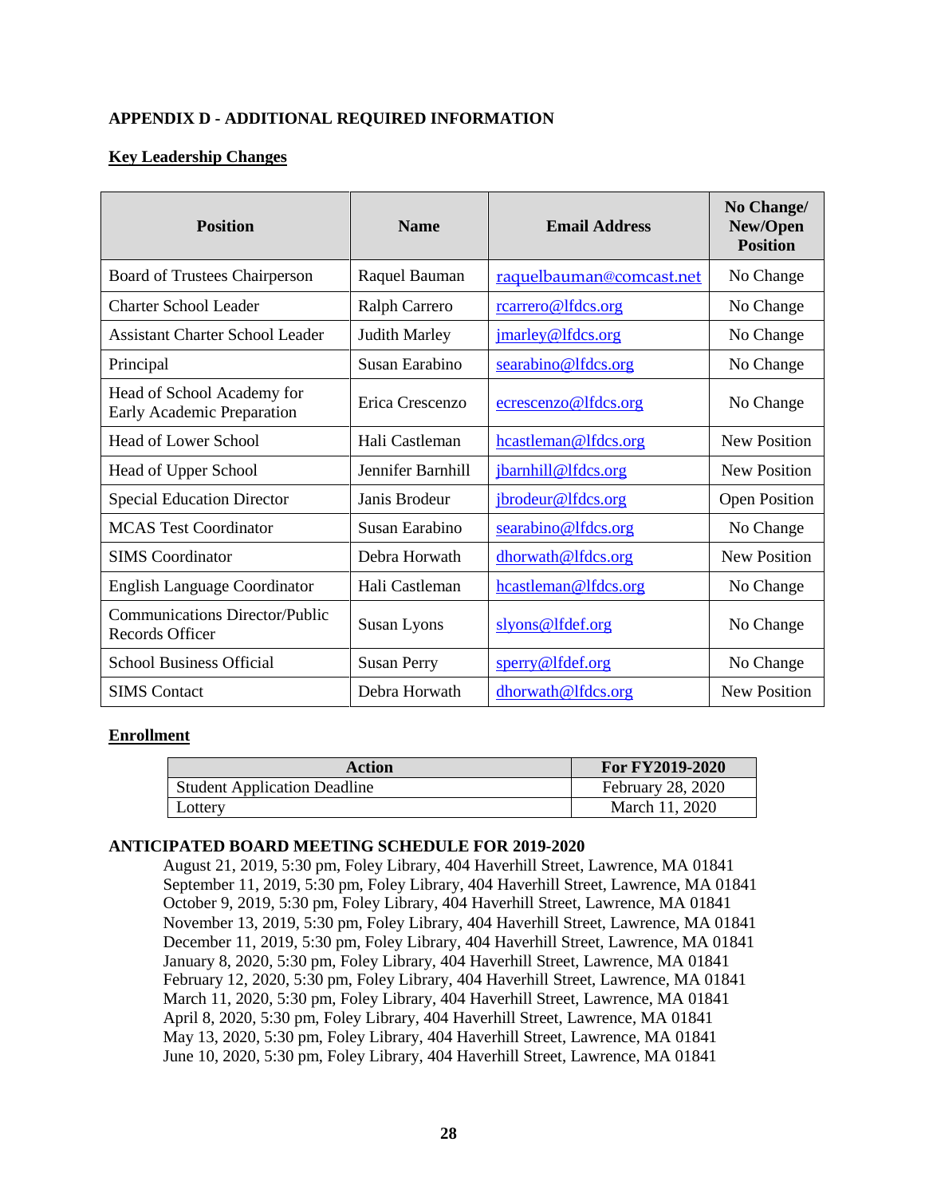## APPENDIX D - ADDITIONAL REQUIRED INFORMATION

### Key Leadership Changes

| Position | Name | Email Address | No Change/ New/Open Position |
|---|---|---|---|
| Board of Trustees Chairperson | Raquel Bauman | raquelbauman@comcast.net | No Change |
| Charter School Leader | Ralph Carrero | rcarrero@lfdcs.org | No Change |
| Assistant Charter School Leader | Judith Marley | jmarley@lfdcs.org | No Change |
| Principal | Susan Earabino | searabino@lfdcs.org | No Change |
| Head of School Academy for Early Academic Preparation | Erica Crescenzo | ecrescenzo@lfdcs.org | No Change |
| Head of Lower School | Hali Castleman | hcastleman@lfdcs.org | New Position |
| Head of Upper School | Jennifer Barnhill | jbarnhill@lfdcs.org | New Position |
| Special Education Director | Janis Brodeur | jbrodeur@lfdcs.org | Open Position |
| MCAS Test Coordinator | Susan Earabino | searabino@lfdcs.org | No Change |
| SIMS Coordinator | Debra Horwath | dhorwath@lfdcs.org | New Position |
| English Language Coordinator | Hali Castleman | hcastleman@lfdcs.org | No Change |
| Communications Director/Public Records Officer | Susan Lyons | slyons@lfdef.org | No Change |
| School Business Official | Susan Perry | sperry@lfdef.org | No Change |
| SIMS Contact | Debra Horwath | dhorwath@lfdcs.org | New Position |

### Enrollment

| Action | For FY2019-2020 |
|---|---|
| Student Application Deadline | February 28, 2020 |
| Lottery | March 11, 2020 |

### ANTICIPATED BOARD MEETING SCHEDULE FOR 2019-2020

August 21, 2019, 5:30 pm, Foley Library, 404 Haverhill Street, Lawrence, MA 01841
September 11, 2019, 5:30 pm, Foley Library, 404 Haverhill Street, Lawrence, MA 01841
October 9, 2019, 5:30 pm, Foley Library, 404 Haverhill Street, Lawrence, MA 01841
November 13, 2019, 5:30 pm, Foley Library, 404 Haverhill Street, Lawrence, MA 01841
December 11, 2019, 5:30 pm, Foley Library, 404 Haverhill Street, Lawrence, MA 01841
January 8, 2020, 5:30 pm, Foley Library, 404 Haverhill Street, Lawrence, MA 01841
February 12, 2020, 5:30 pm, Foley Library, 404 Haverhill Street, Lawrence, MA 01841
March 11, 2020, 5:30 pm, Foley Library, 404 Haverhill Street, Lawrence, MA 01841
April 8, 2020, 5:30 pm, Foley Library, 404 Haverhill Street, Lawrence, MA 01841
May 13, 2020, 5:30 pm, Foley Library, 404 Haverhill Street, Lawrence, MA 01841
June 10, 2020, 5:30 pm, Foley Library, 404 Haverhill Street, Lawrence, MA 01841